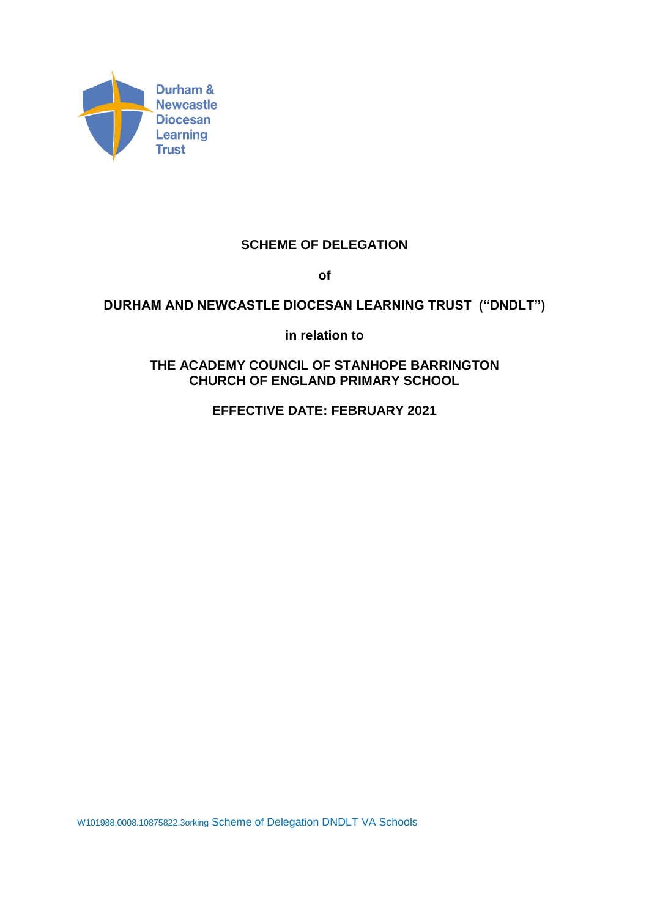Durham & Newcastle Diocesan Learning Trust

# SCHEME OF DELEGATION

**of**

**DURHAM AND NEWCASTLE DIOCESAN LEARNING TRUST ("DNDLT")**

**in relation to**

**THE ACADEMY COUNCIL OF STANHOPE BARRINGTON CHURCH OF ENGLAND PRIMARY SCHOOL**

**EFFECTIVE DATE: FEBRUARY 2021**

W101988.0008.10875822.3orking Scheme of Delegation DNDLT VA Schools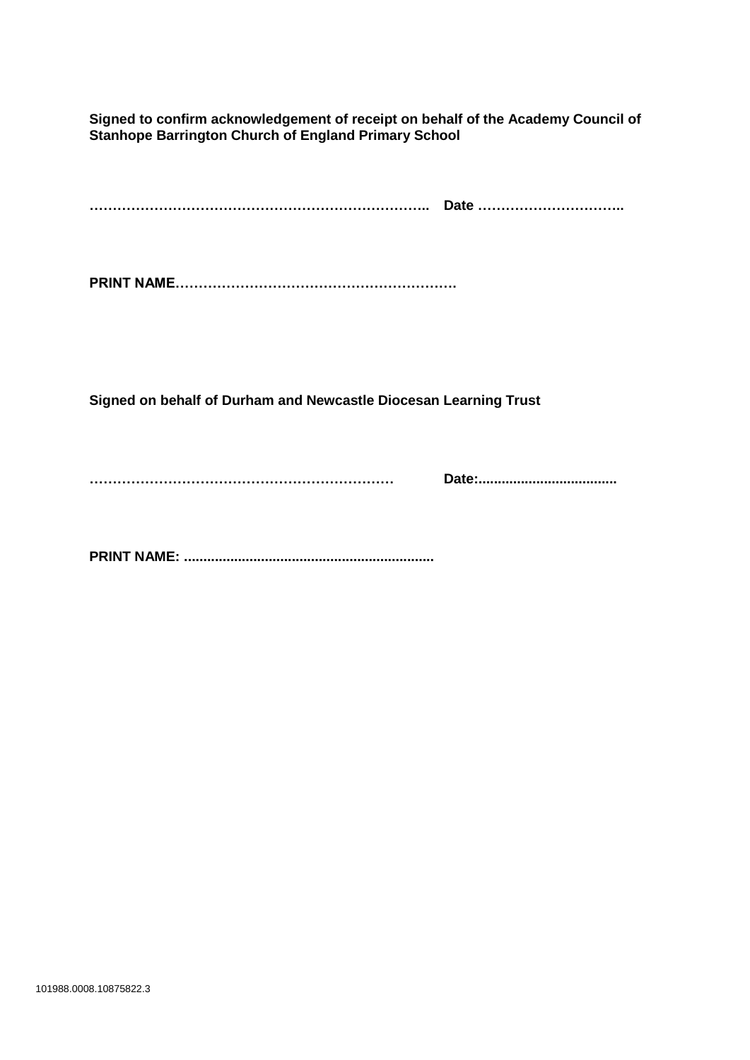**Signed to confirm acknowledgement of receipt on behalf of the Academy Council of Stanhope Barrington Church of England Primary School**

**……………………………………………………………….. Date …………………………..**

**PRINT NAME…………………………………………………….**

**Signed on behalf of Durham and Newcastle Diocesan Learning Trust**

**………………………………………………………… Date:....................................**

**PRINT NAME: ................................................................**

101988.0008.10875822.3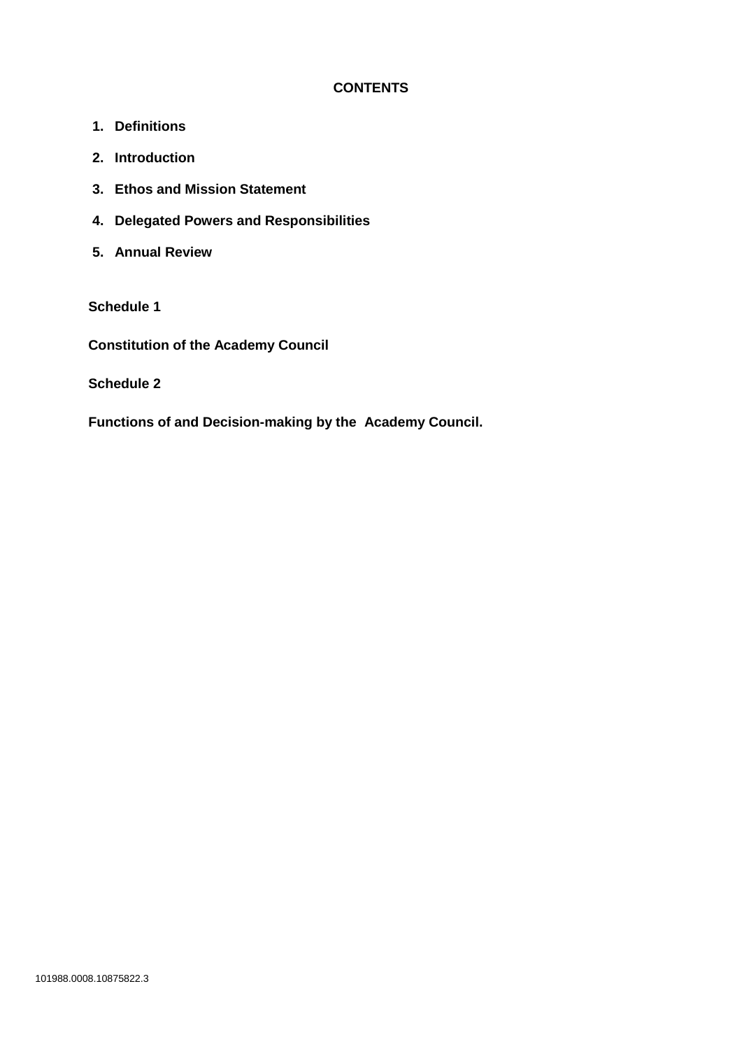## CONTENTS

1. **Definitions**
2. **Introduction**
3. **Ethos and Mission Statement**
4. **Delegated Powers and Responsibilities**
5. **Annual Review**

**Schedule 1**

**Constitution of the Academy Council**

**Schedule 2**

**Functions of and Decision-making by the Academy Council.**

101988.0008.10875822.3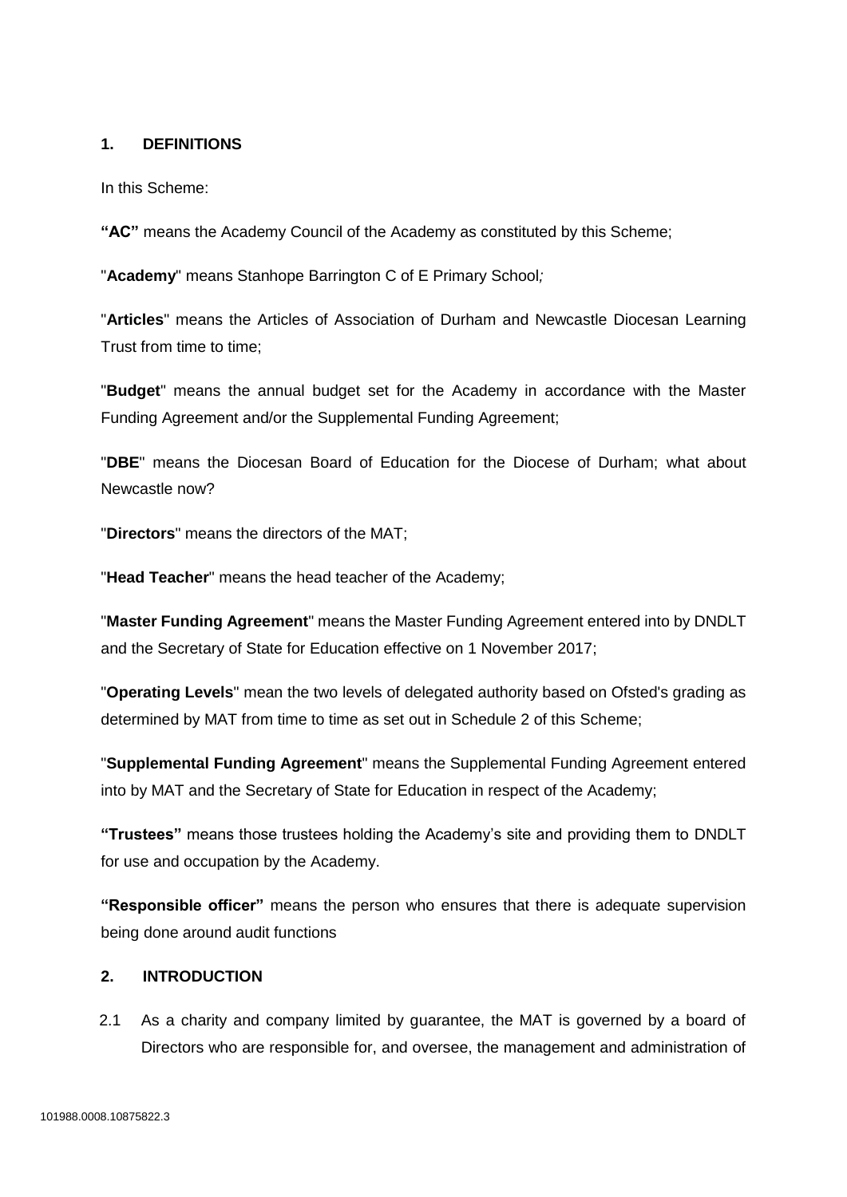## 1. DEFINITIONS

In this Scheme:

**"AC"** means the Academy Council of the Academy as constituted by this Scheme;

"**Academy**" means Stanhope Barrington C of E Primary School*;*

"**Articles**" means the Articles of Association of Durham and Newcastle Diocesan Learning Trust from time to time;

"**Budget**" means the annual budget set for the Academy in accordance with the Master Funding Agreement and/or the Supplemental Funding Agreement;

"**DBE**" means the Diocesan Board of Education for the Diocese of Durham; what about Newcastle now?

"**Directors**" means the directors of the MAT;

"**Head Teacher**" means the head teacher of the Academy;

"**Master Funding Agreement**" means the Master Funding Agreement entered into by DNDLT and the Secretary of State for Education effective on 1 November 2017;

"**Operating Levels**" mean the two levels of delegated authority based on Ofsted's grading as determined by MAT from time to time as set out in Schedule 2 of this Scheme;

"**Supplemental Funding Agreement**" means the Supplemental Funding Agreement entered into by MAT and the Secretary of State for Education in respect of the Academy;

**"Trustees"** means those trustees holding the Academy's site and providing them to DNDLT for use and occupation by the Academy.

**"Responsible officer"** means the person who ensures that there is adequate supervision being done around audit functions

## 2. INTRODUCTION

2.1 As a charity and company limited by guarantee, the MAT is governed by a board of Directors who are responsible for, and oversee, the management and administration of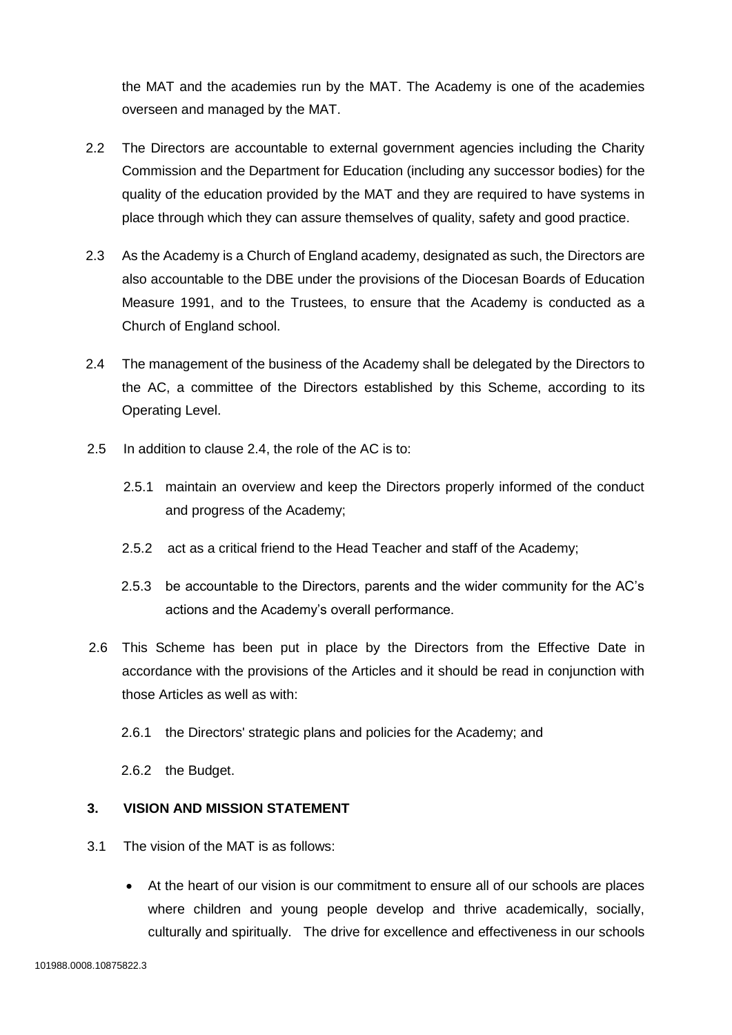the MAT and the academies run by the MAT. The Academy is one of the academies overseen and managed by the MAT.

2.2 The Directors are accountable to external government agencies including the Charity Commission and the Department for Education (including any successor bodies) for the quality of the education provided by the MAT and they are required to have systems in place through which they can assure themselves of quality, safety and good practice.

2.3 As the Academy is a Church of England academy, designated as such, the Directors are also accountable to the DBE under the provisions of the Diocesan Boards of Education Measure 1991, and to the Trustees, to ensure that the Academy is conducted as a Church of England school.

2.4 The management of the business of the Academy shall be delegated by the Directors to the AC, a committee of the Directors established by this Scheme, according to its Operating Level.

2.5 In addition to clause 2.4, the role of the AC is to:

2.5.1 maintain an overview and keep the Directors properly informed of the conduct and progress of the Academy;

2.5.2 act as a critical friend to the Head Teacher and staff of the Academy;

2.5.3 be accountable to the Directors, parents and the wider community for the AC's actions and the Academy's overall performance.

2.6 This Scheme has been put in place by the Directors from the Effective Date in accordance with the provisions of the Articles and it should be read in conjunction with those Articles as well as with:

2.6.1 the Directors' strategic plans and policies for the Academy; and

2.6.2 the Budget.

## 3. VISION AND MISSION STATEMENT

3.1 The vision of the MAT is as follows:

- At the heart of our vision is our commitment to ensure all of our schools are places where children and young people develop and thrive academically, socially, culturally and spiritually. The drive for excellence and effectiveness in our schools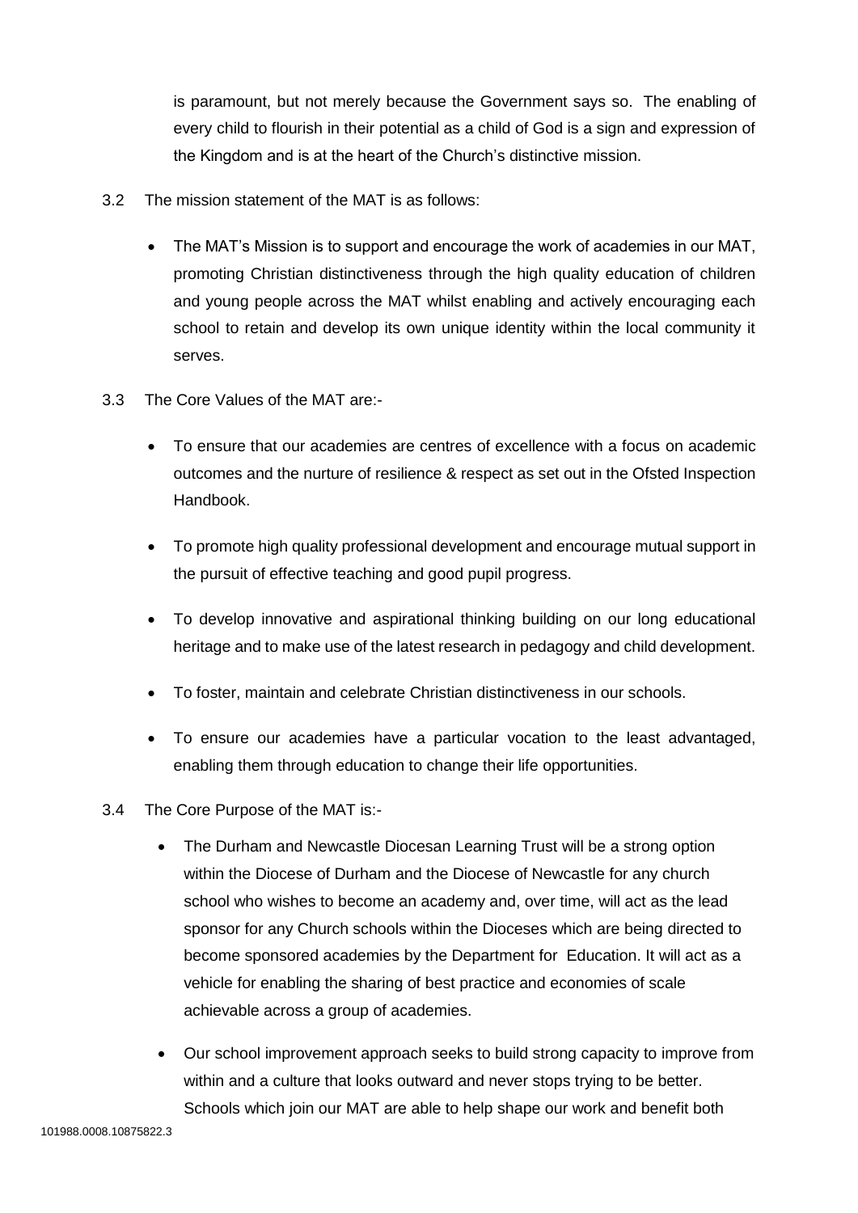is paramount, but not merely because the Government says so. The enabling of every child to flourish in their potential as a child of God is a sign and expression of the Kingdom and is at the heart of the Church's distinctive mission.

3.2 The mission statement of the MAT is as follows:

- The MAT's Mission is to support and encourage the work of academies in our MAT, promoting Christian distinctiveness through the high quality education of children and young people across the MAT whilst enabling and actively encouraging each school to retain and develop its own unique identity within the local community it serves.

3.3 The Core Values of the MAT are:-

- To ensure that our academies are centres of excellence with a focus on academic outcomes and the nurture of resilience & respect as set out in the Ofsted Inspection Handbook.
- To promote high quality professional development and encourage mutual support in the pursuit of effective teaching and good pupil progress.
- To develop innovative and aspirational thinking building on our long educational heritage and to make use of the latest research in pedagogy and child development.
- To foster, maintain and celebrate Christian distinctiveness in our schools.
- To ensure our academies have a particular vocation to the least advantaged, enabling them through education to change their life opportunities.

3.4 The Core Purpose of the MAT is:-

- The Durham and Newcastle Diocesan Learning Trust will be a strong option within the Diocese of Durham and the Diocese of Newcastle for any church school who wishes to become an academy and, over time, will act as the lead sponsor for any Church schools within the Dioceses which are being directed to become sponsored academies by the Department for Education. It will act as a vehicle for enabling the sharing of best practice and economies of scale achievable across a group of academies.
- Our school improvement approach seeks to build strong capacity to improve from within and a culture that looks outward and never stops trying to be better. Schools which join our MAT are able to help shape our work and benefit both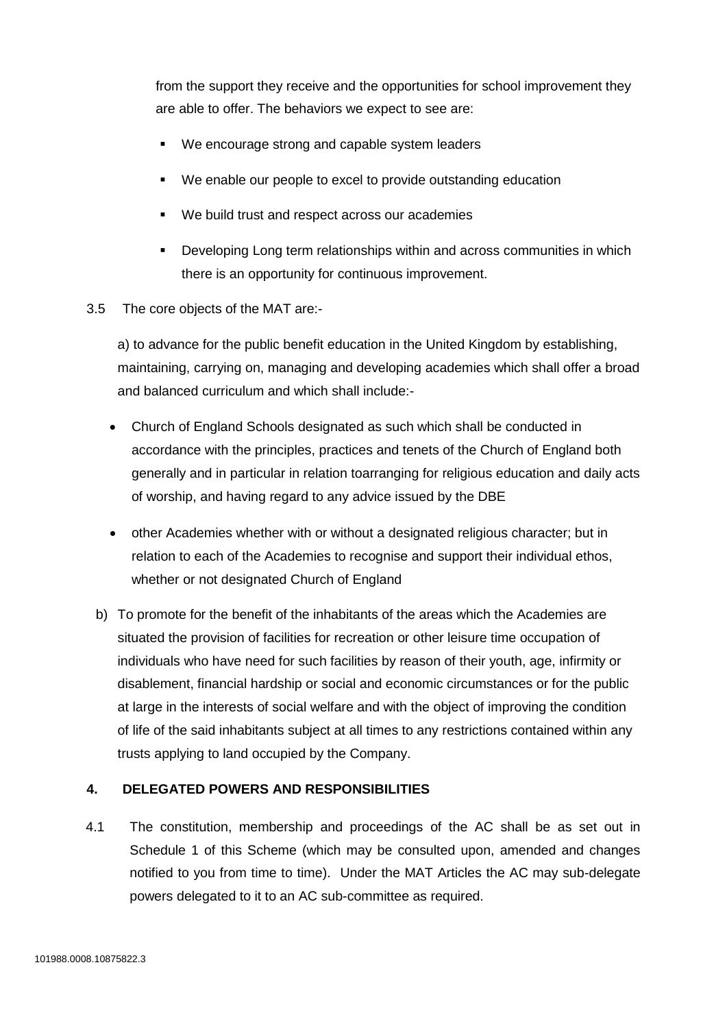from the support they receive and the opportunities for school improvement they are able to offer. The behaviors we expect to see are:

- We encourage strong and capable system leaders
- We enable our people to excel to provide outstanding education
- We build trust and respect across our academies
- Developing Long term relationships within and across communities in which there is an opportunity for continuous improvement.

3.5 The core objects of the MAT are:-

a) to advance for the public benefit education in the United Kingdom by establishing, maintaining, carrying on, managing and developing academies which shall offer a broad and balanced curriculum and which shall include:-

- Church of England Schools designated as such which shall be conducted in accordance with the principles, practices and tenets of the Church of England both generally and in particular in relation toarranging for religious education and daily acts of worship, and having regard to any advice issued by the DBE
- other Academies whether with or without a designated religious character; but in relation to each of the Academies to recognise and support their individual ethos, whether or not designated Church of England

b) To promote for the benefit of the inhabitants of the areas which the Academies are situated the provision of facilities for recreation or other leisure time occupation of individuals who have need for such facilities by reason of their youth, age, infirmity or disablement, financial hardship or social and economic circumstances or for the public at large in the interests of social welfare and with the object of improving the condition of life of the said inhabitants subject at all times to any restrictions contained within any trusts applying to land occupied by the Company.

## 4. DELEGATED POWERS AND RESPONSIBILITIES

4.1 The constitution, membership and proceedings of the AC shall be as set out in Schedule 1 of this Scheme (which may be consulted upon, amended and changes notified to you from time to time). Under the MAT Articles the AC may sub-delegate powers delegated to it to an AC sub-committee as required.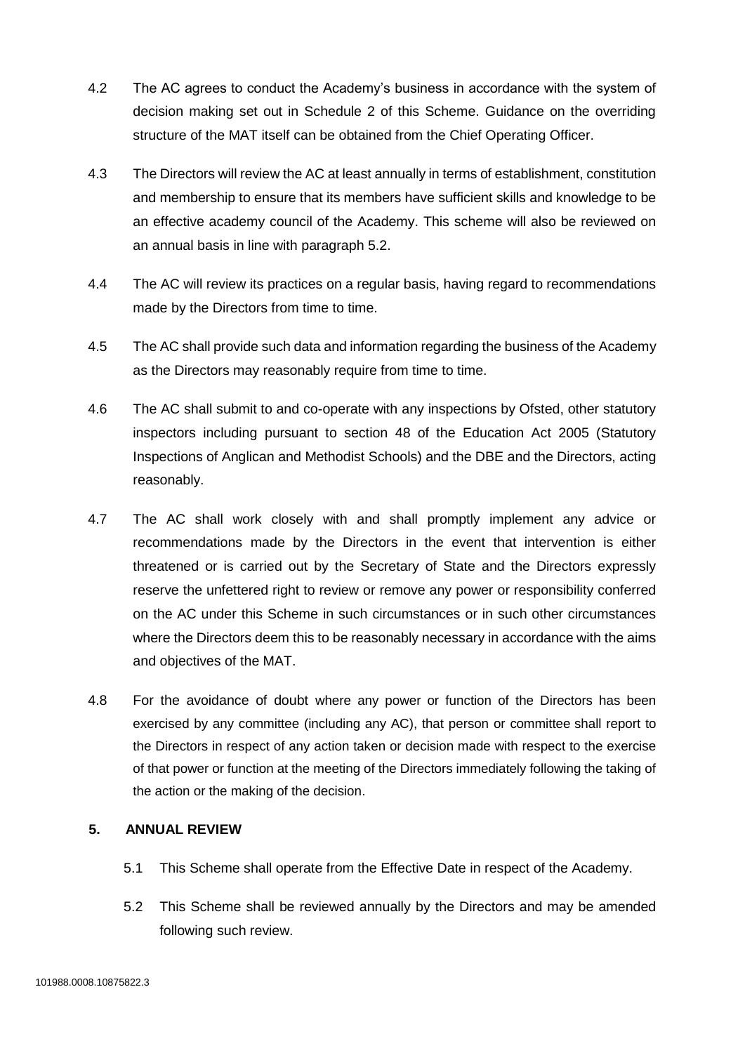4.2 The AC agrees to conduct the Academy's business in accordance with the system of decision making set out in Schedule 2 of this Scheme. Guidance on the overriding structure of the MAT itself can be obtained from the Chief Operating Officer.

4.3 The Directors will review the AC at least annually in terms of establishment, constitution and membership to ensure that its members have sufficient skills and knowledge to be an effective academy council of the Academy. This scheme will also be reviewed on an annual basis in line with paragraph 5.2.

4.4 The AC will review its practices on a regular basis, having regard to recommendations made by the Directors from time to time.

4.5 The AC shall provide such data and information regarding the business of the Academy as the Directors may reasonably require from time to time.

4.6 The AC shall submit to and co-operate with any inspections by Ofsted, other statutory inspectors including pursuant to section 48 of the Education Act 2005 (Statutory Inspections of Anglican and Methodist Schools) and the DBE and the Directors, acting reasonably.

4.7 The AC shall work closely with and shall promptly implement any advice or recommendations made by the Directors in the event that intervention is either threatened or is carried out by the Secretary of State and the Directors expressly reserve the unfettered right to review or remove any power or responsibility conferred on the AC under this Scheme in such circumstances or in such other circumstances where the Directors deem this to be reasonably necessary in accordance with the aims and objectives of the MAT.

4.8 For the avoidance of doubt where any power or function of the Directors has been exercised by any committee (including any AC), that person or committee shall report to the Directors in respect of any action taken or decision made with respect to the exercise of that power or function at the meeting of the Directors immediately following the taking of the action or the making of the decision.

## 5. ANNUAL REVIEW

5.1 This Scheme shall operate from the Effective Date in respect of the Academy.

5.2 This Scheme shall be reviewed annually by the Directors and may be amended following such review.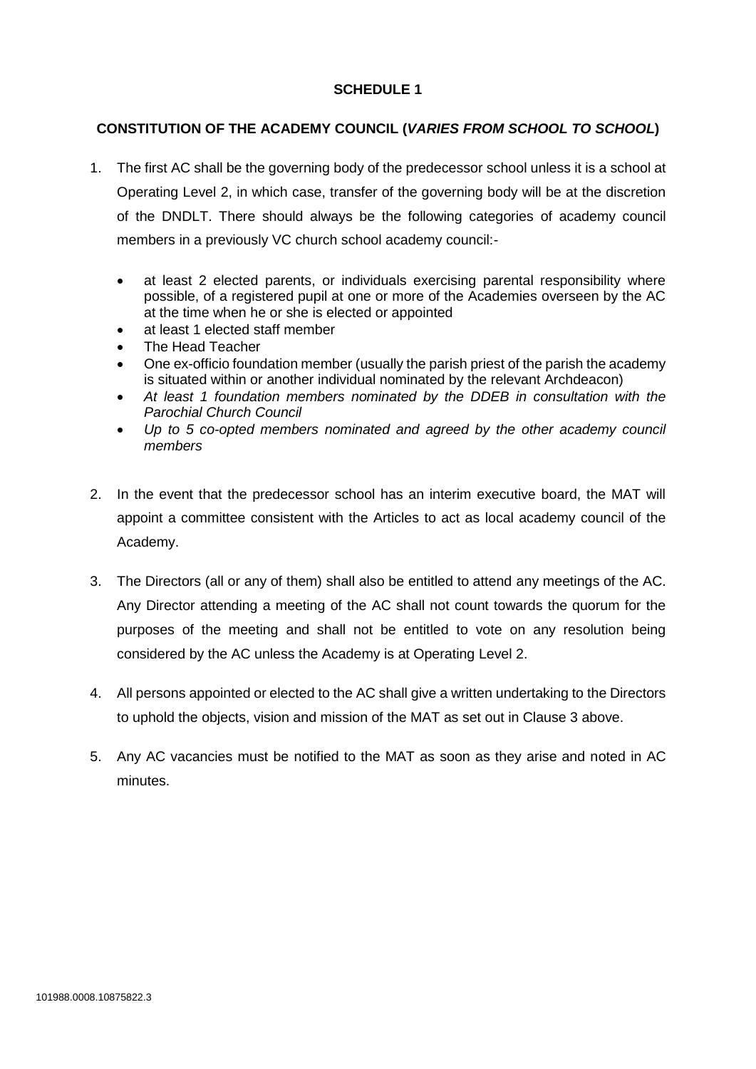## SCHEDULE 1

### CONSTITUTION OF THE ACADEMY COUNCIL (*VARIES FROM SCHOOL TO SCHOOL*)

1. The first AC shall be the governing body of the predecessor school unless it is a school at Operating Level 2, in which case, transfer of the governing body will be at the discretion of the DNDLT. There should always be the following categories of academy council members in a previously VC church school academy council:-

   - at least 2 elected parents, or individuals exercising parental responsibility where possible, of a registered pupil at one or more of the Academies overseen by the AC at the time when he or she is elected or appointed
   - at least 1 elected staff member
   - The Head Teacher
   - One ex-officio foundation member (usually the parish priest of the parish the academy is situated within or another individual nominated by the relevant Archdeacon)
   - *At least 1 foundation members nominated by the DDEB in consultation with the Parochial Church Council*
   - *Up to 5 co-opted members nominated and agreed by the other academy council members*

2. In the event that the predecessor school has an interim executive board, the MAT will appoint a committee consistent with the Articles to act as local academy council of the Academy.

3. The Directors (all or any of them) shall also be entitled to attend any meetings of the AC. Any Director attending a meeting of the AC shall not count towards the quorum for the purposes of the meeting and shall not be entitled to vote on any resolution being considered by the AC unless the Academy is at Operating Level 2.

4. All persons appointed or elected to the AC shall give a written undertaking to the Directors to uphold the objects, vision and mission of the MAT as set out in Clause 3 above.

5. Any AC vacancies must be notified to the MAT as soon as they arise and noted in AC minutes.

101988.0008.10875822.3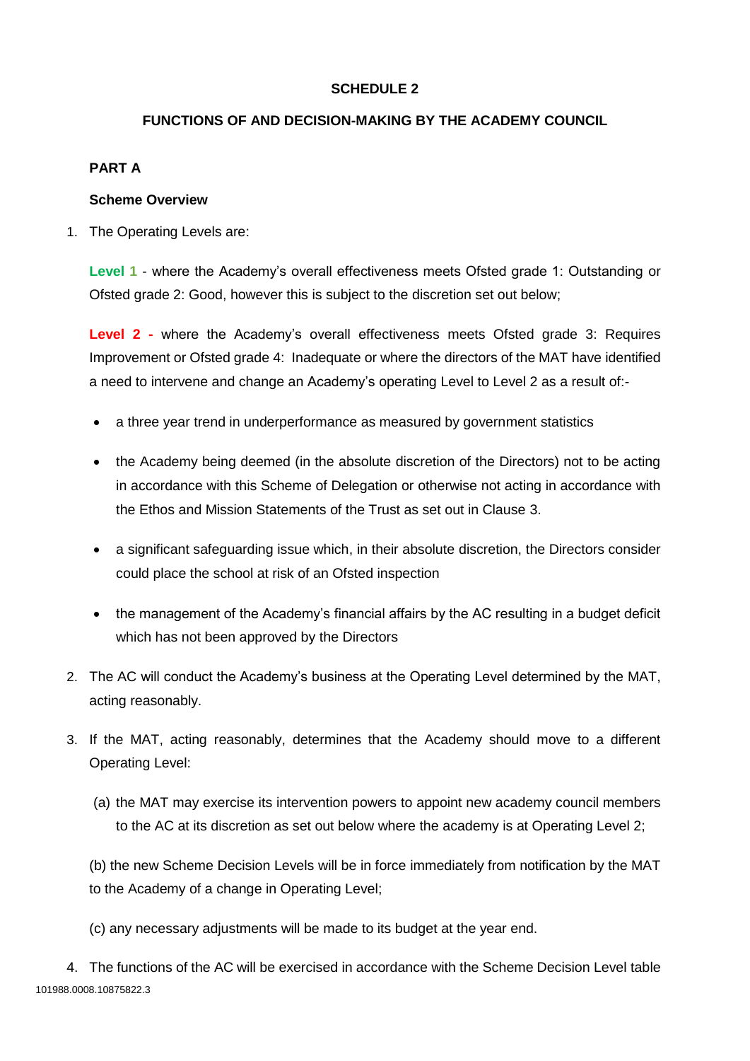**SCHEDULE 2**

**FUNCTIONS OF AND DECISION-MAKING BY THE ACADEMY COUNCIL**

**PART A**

**Scheme Overview**

1. The Operating Levels are:

   **Level 1** - where the Academy's overall effectiveness meets Ofsted grade 1: Outstanding or Ofsted grade 2: Good, however this is subject to the discretion set out below;

   **Level 2 -** where the Academy's overall effectiveness meets Ofsted grade 3: Requires Improvement or Ofsted grade 4: Inadequate or where the directors of the MAT have identified a need to intervene and change an Academy's operating Level to Level 2 as a result of:-

   - a three year trend in underperformance as measured by government statistics
   - the Academy being deemed (in the absolute discretion of the Directors) not to be acting in accordance with this Scheme of Delegation or otherwise not acting in accordance with the Ethos and Mission Statements of the Trust as set out in Clause 3.
   - a significant safeguarding issue which, in their absolute discretion, the Directors consider could place the school at risk of an Ofsted inspection
   - the management of the Academy's financial affairs by the AC resulting in a budget deficit which has not been approved by the Directors

2. The AC will conduct the Academy's business at the Operating Level determined by the MAT, acting reasonably.

3. If the MAT, acting reasonably, determines that the Academy should move to a different Operating Level:

   (a) the MAT may exercise its intervention powers to appoint new academy council members to the AC at its discretion as set out below where the academy is at Operating Level 2;

   (b) the new Scheme Decision Levels will be in force immediately from notification by the MAT to the Academy of a change in Operating Level;

   (c) any necessary adjustments will be made to its budget at the year end.

4. The functions of the AC will be exercised in accordance with the Scheme Decision Level table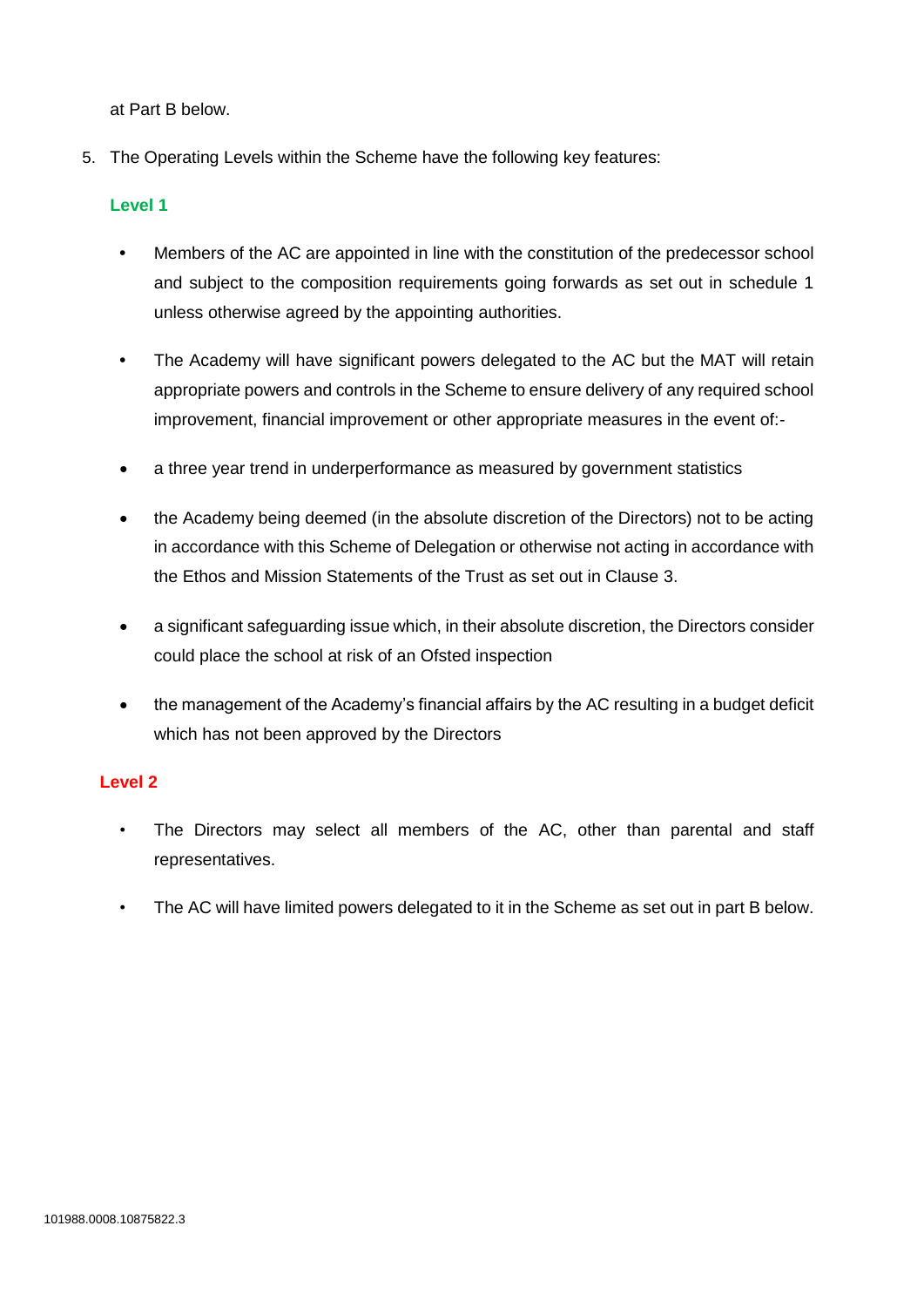at Part B below.

5. The Operating Levels within the Scheme have the following key features:

**Level 1**

- Members of the AC are appointed in line with the constitution of the predecessor school and subject to the composition requirements going forwards as set out in schedule 1 unless otherwise agreed by the appointing authorities.
- The Academy will have significant powers delegated to the AC but the MAT will retain appropriate powers and controls in the Scheme to ensure delivery of any required school improvement, financial improvement or other appropriate measures in the event of:-
- a three year trend in underperformance as measured by government statistics
- the Academy being deemed (in the absolute discretion of the Directors) not to be acting in accordance with this Scheme of Delegation or otherwise not acting in accordance with the Ethos and Mission Statements of the Trust as set out in Clause 3.
- a significant safeguarding issue which, in their absolute discretion, the Directors consider could place the school at risk of an Ofsted inspection
- the management of the Academy's financial affairs by the AC resulting in a budget deficit which has not been approved by the Directors

**Level 2**

- The Directors may select all members of the AC, other than parental and staff representatives.
- The AC will have limited powers delegated to it in the Scheme as set out in part B below.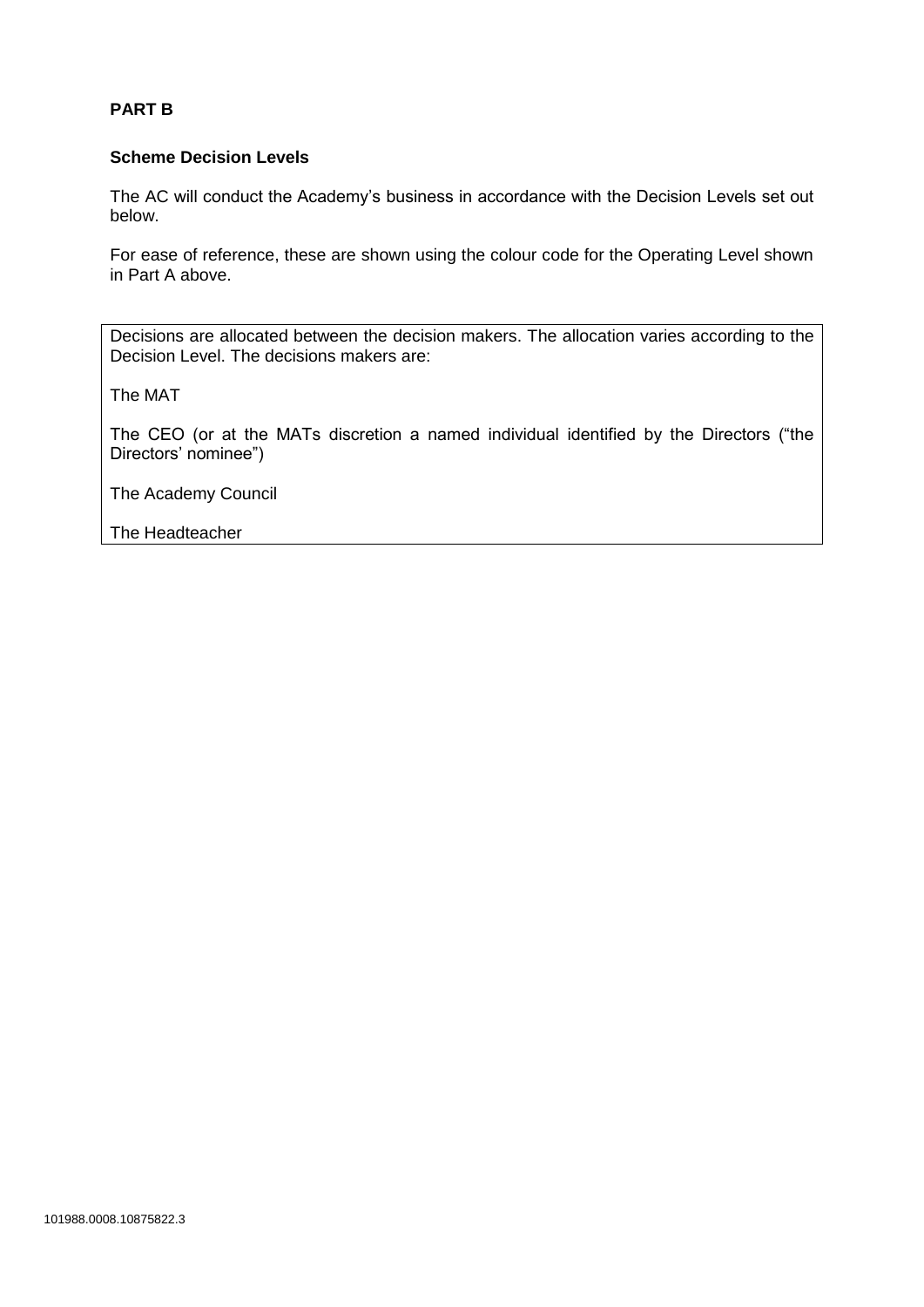**PART B**

**Scheme Decision Levels**

The AC will conduct the Academy's business in accordance with the Decision Levels set out below.

For ease of reference, these are shown using the colour code for the Operating Level shown in Part A above.

Decisions are allocated between the decision makers. The allocation varies according to the Decision Level. The decisions makers are:

The MAT

The CEO (or at the MATs discretion a named individual identified by the Directors ("the Directors' nominee")

The Academy Council

The Headteacher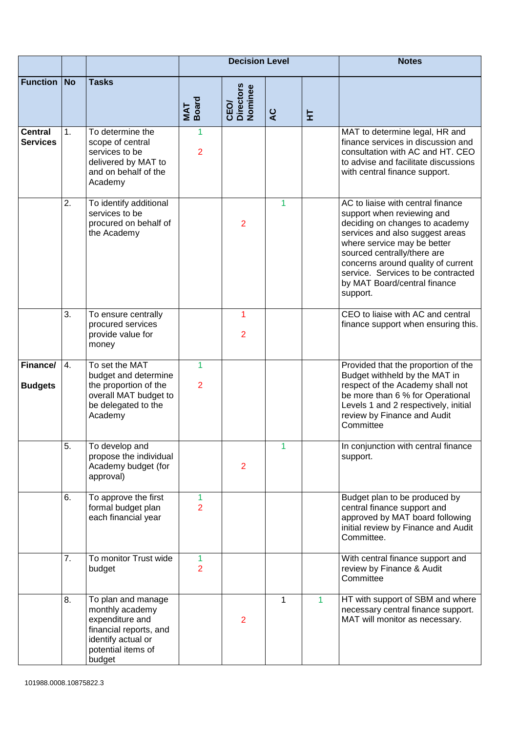| | | | Decision Level | | | | Notes |
|---|---|---|---|---|---|---|---|
| Function | No | Tasks | MAT Board | CEO/ Directors Nominee | AC | HT | |
| **Central Services** | 1. | To determine the scope of central services to be delivered by MAT to and on behalf of the Academy | 1<br>2 | | | | MAT to determine legal, HR and finance services in discussion and consultation with AC and HT. CEO to advise and facilitate discussions with central finance support. |
| | 2. | To identify additional services to be procured on behalf of the Academy | | 2 | 1 | | AC to liaise with central finance support when reviewing and deciding on changes to academy services and also suggest areas where service may be better sourced centrally/there are concerns around quality of current service. Services to be contracted by MAT Board/central finance support. |
| | 3. | To ensure centrally procured services provide value for money | | 1<br>2 | | | CEO to liaise with AC and central finance support when ensuring this. |
| **Finance/ Budgets** | 4. | To set the MAT budget and determine the proportion of the overall MAT budget to be delegated to the Academy | 1<br>2 | | | | Provided that the proportion of the Budget withheld by the MAT in respect of the Academy shall not be more than 6 % for Operational Levels 1 and 2 respectively, initial review by Finance and Audit Committee |
| | 5. | To develop and propose the individual Academy budget (for approval) | | 2 | 1 | | In conjunction with central finance support. |
| | 6. | To approve the first formal budget plan each financial year | 1<br>2 | | | | Budget plan to be produced by central finance support and approved by MAT board following initial review by Finance and Audit Committee. |
| | 7. | To monitor Trust wide budget | 1<br>2 | | | | With central finance support and review by Finance & Audit Committee |
| | 8. | To plan and manage monthly academy expenditure and financial reports, and identify actual or potential items of budget | | 2 | 1 | 1 | HT with support of SBM and where necessary central finance support. MAT will monitor as necessary. |

101988.0008.10875822.3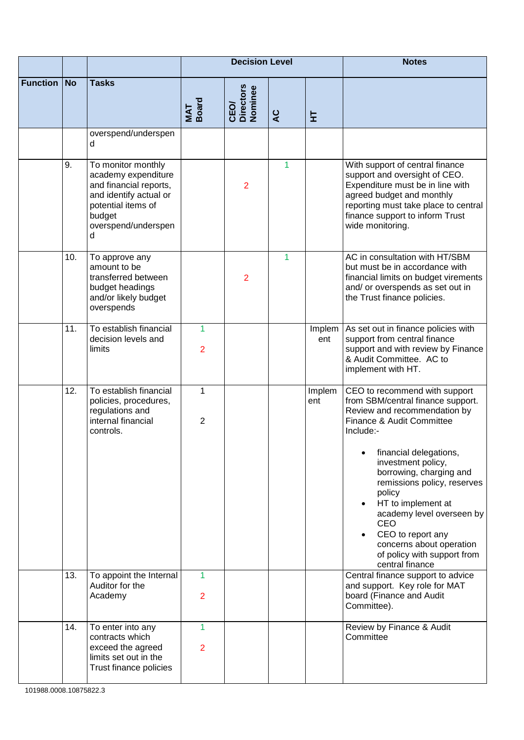| | | | Decision Level | | | | Notes |
|---|---|---|---|---|---|---|---|
| **Function** | **No** | **Tasks** | **MAT Board** | **CEO/ Directors Nominee** | **AC** | **HT** | |
| | | overspend/underspend | | | | | |
| | 9. | To monitor monthly academy expenditure and financial reports, and identify actual or potential items of budget overspend/underspend | | 2 | 1 | | With support of central finance support and oversight of CEO. Expenditure must be in line with agreed budget and monthly reporting must take place to central finance support to inform Trust wide monitoring. |
| | 10. | To approve any amount to be transferred between budget headings and/or likely budget overspends | | 2 | 1 | | AC in consultation with HT/SBM but must be in accordance with financial limits on budget virements and/ or overspends as set out in the Trust finance policies. |
| | 11. | To establish financial decision levels and limits | 1<br>2 | | | Implement | As set out in finance policies with support from central finance support and with review by Finance & Audit Committee. AC to implement with HT. |
| | 12. | To establish financial policies, procedures, regulations and internal financial controls. | 1<br>2 | | | Implement | CEO to recommend with support from SBM/central finance support. Review and recommendation by Finance & Audit Committee Include:-<br>• financial delegations, investment policy, borrowing, charging and remissions policy, reserves policy<br>• HT to implement at academy level overseen by CEO<br>• CEO to report any concerns about operation of policy with support from central finance |
| | 13. | To appoint the Internal Auditor for the Academy | 1<br>2 | | | | Central finance support to advice and support. Key role for MAT board (Finance and Audit Committee). |
| | 14. | To enter into any contracts which exceed the agreed limits set out in the Trust finance policies | 1<br>2 | | | | Review by Finance & Audit Committee |

101988.0008.10875822.3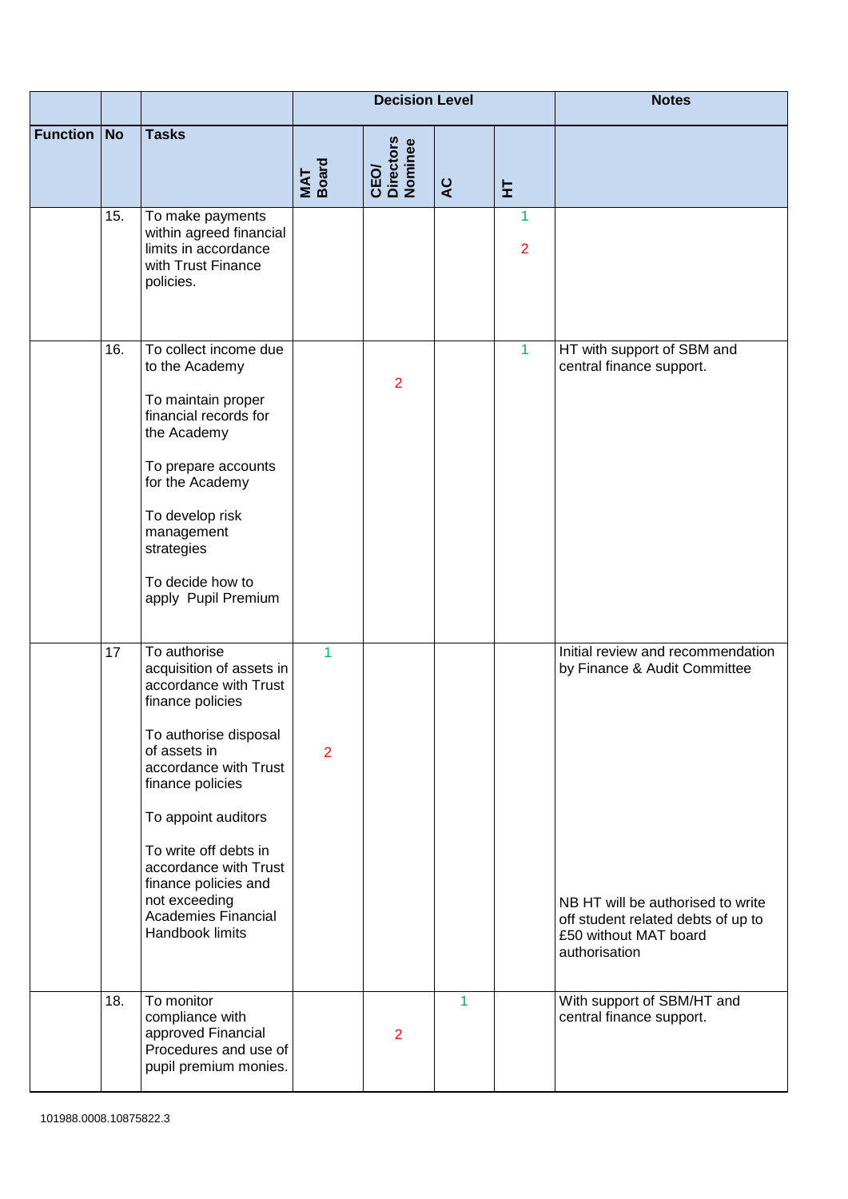| | | | Decision Level | | | | Notes |
|---|---|---|---|---|---|---|---|
| Function | No | Tasks | MAT Board | CEO/ Directors Nominee | AC | HT | |
| | 15. | To make payments within agreed financial limits in accordance with Trust Finance policies. | | | | 1<br>2 | |
| | 16. | To collect income due to the Academy<br><br>To maintain proper financial records for the Academy<br><br>To prepare accounts for the Academy<br><br>To develop risk management strategies<br><br>To decide how to apply Pupil Premium | | 2 | | 1 | HT with support of SBM and central finance support. |
| | 17 | To authorise acquisition of assets in accordance with Trust finance policies<br><br>To authorise disposal of assets in accordance with Trust finance policies<br><br>To appoint auditors<br><br>To write off debts in accordance with Trust finance policies and not exceeding Academies Financial Handbook limits | 1<br>2 | | | | Initial review and recommendation by Finance & Audit Committee<br><br>NB HT will be authorised to write off student related debts of up to £50 without MAT board authorisation |
| | 18. | To monitor compliance with approved Financial Procedures and use of pupil premium monies. | | 2 | 1 | | With support of SBM/HT and central finance support. |

101988.0008.10875822.3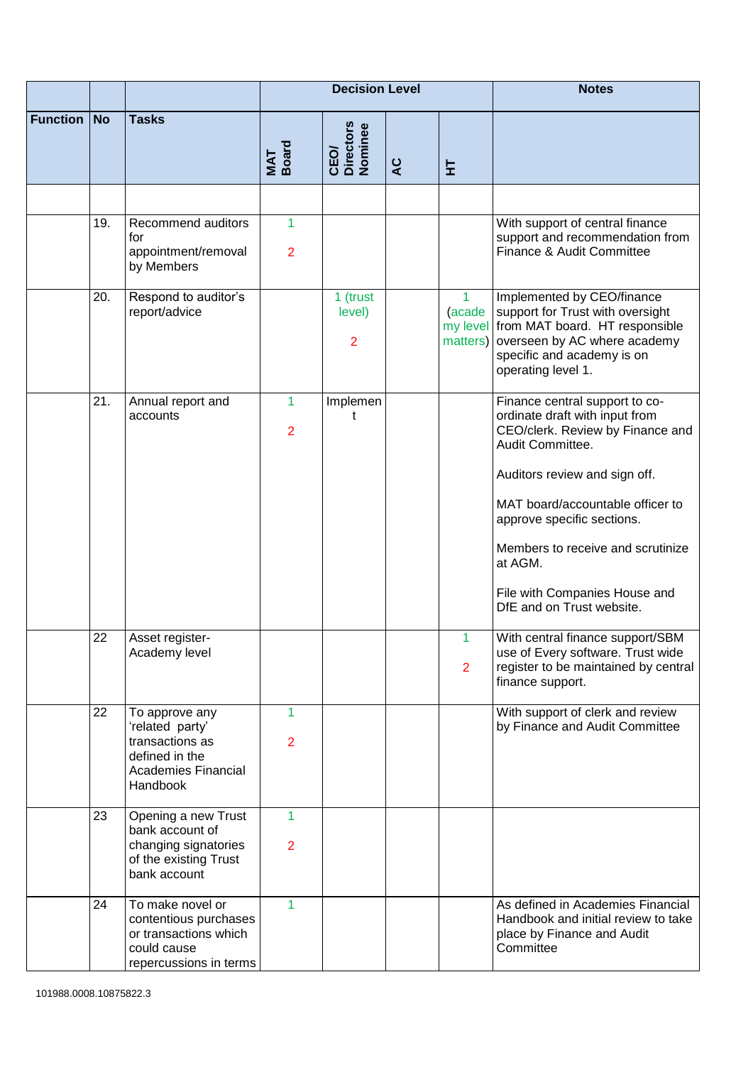| | | | Decision Level | | | | Notes |
|---|---|---|---|---|---|---|---|
| Function | No | Tasks | MAT Board | CEO/ Directors Nominee | AC | HT | |
| | | | | | | | |
| | 19. | Recommend auditors for appointment/removal by Members | 1<br>2 | | | | With support of central finance support and recommendation from Finance & Audit Committee |
| | 20. | Respond to auditor's report/advice | | 1 (trust level)<br>2 | | 1 (academy level matters) | Implemented by CEO/finance support for Trust with oversight from MAT board. HT responsible overseen by AC where academy specific and academy is on operating level 1. |
| | 21. | Annual report and accounts | 1<br>2 | Implement | | | Finance central support to co-ordinate draft with input from CEO/clerk. Review by Finance and Audit Committee.<br><br>Auditors review and sign off.<br><br>MAT board/accountable officer to approve specific sections.<br><br>Members to receive and scrutinize at AGM.<br><br>File with Companies House and DfE and on Trust website. |
| | 22 | Asset register-Academy level | | | | 1<br>2 | With central finance support/SBM use of Every software. Trust wide register to be maintained by central finance support. |
| | 22 | To approve any 'related party' transactions as defined in the Academies Financial Handbook | 1<br>2 | | | | With support of clerk and review by Finance and Audit Committee |
| | 23 | Opening a new Trust bank account of changing signatories of the existing Trust bank account | 1<br>2 | | | | |
| | 24 | To make novel or contentious purchases or transactions which could cause repercussions in terms | 1 | | | | As defined in Academies Financial Handbook and initial review to take place by Finance and Audit Committee |

101988.0008.10875822.3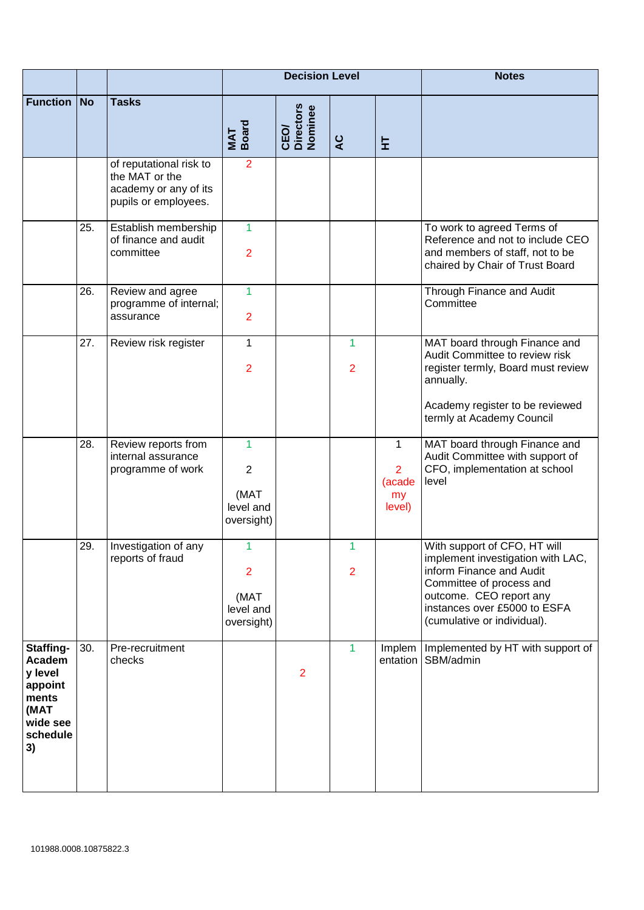| | | | Decision Level | | | | Notes |
|---|---|---|---|---|---|---|---|
| Function | No | Tasks | MAT Board | CEO/ Directors Nominee | AC | HT | |
| | | of reputational risk to the MAT or the academy or any of its pupils or employees. | 2 | | | | |
| | 25. | Establish membership of finance and audit committee | 1<br>2 | | | | To work to agreed Terms of Reference and not to include CEO and members of staff, not to be chaired by Chair of Trust Board |
| | 26. | Review and agree programme of internal; assurance | 1<br>2 | | | | Through Finance and Audit Committee |
| | 27. | Review risk register | 1<br>2 | | 1<br>2 | | MAT board through Finance and Audit Committee to review risk register termly, Board must review annually.<br><br>Academy register to be reviewed termly at Academy Council |
| | 28. | Review reports from internal assurance programme of work | 1<br>2<br>(MAT level and oversight) | | | 1<br>2<br>(academy level) | MAT board through Finance and Audit Committee with support of CFO, implementation at school level |
| | 29. | Investigation of any reports of fraud | 1<br>2<br>(MAT level and oversight) | | 1<br>2 | | With support of CFO, HT will implement investigation with LAC, inform Finance and Audit Committee of process and outcome. CEO report any instances over £5000 to ESFA (cumulative or individual). |
| **Staffing-Academy level appointments (MAT wide see schedule 3)** | 30. | Pre-recruitment checks | | 2 | 1 | Implementation | Implemented by HT with support of SBM/admin |

101988.0008.10875822.3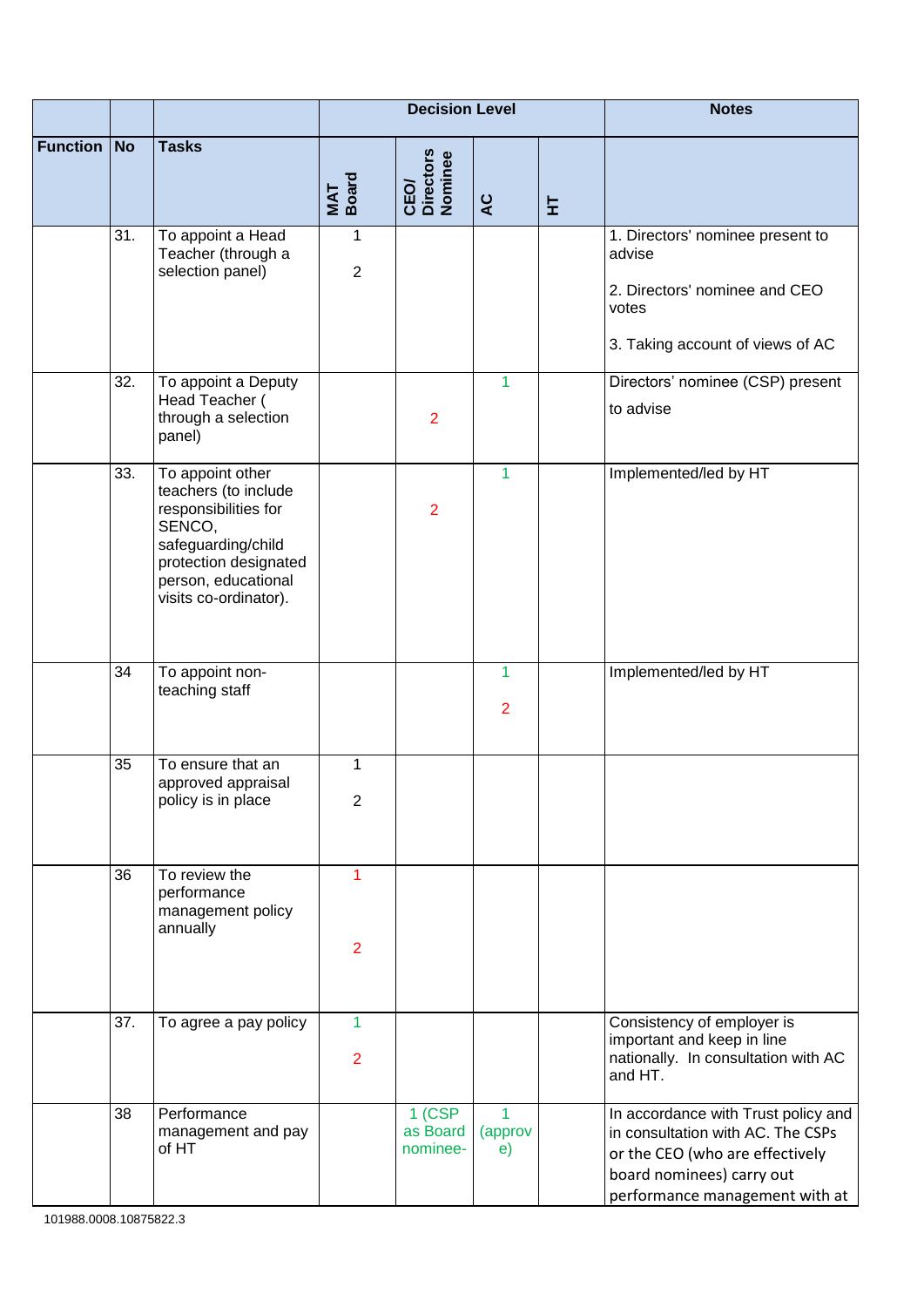| | | | Decision Level | | | | Notes |
|---|---|---|---|---|---|---|---|
| Function | No | Tasks | MAT Board | CEO/ Directors Nominee | AC | HT | |
| | 31. | To appoint a Head Teacher (through a selection panel) | 1<br><br>2 | | | | 1. Directors' nominee present to advise<br><br>2. Directors' nominee and CEO votes<br><br>3. Taking account of views of AC |
| | 32. | To appoint a Deputy Head Teacher ( through a selection panel) | | 2 | 1 | | Directors' nominee (CSP) present to advise |
| | 33. | To appoint other teachers (to include responsibilities for SENCO, safeguarding/child protection designated person, educational visits co-ordinator). | | 2 | 1 | | Implemented/led by HT |
| | 34 | To appoint non-teaching staff | | | 1<br><br>2 | | Implemented/led by HT |
| | 35 | To ensure that an approved appraisal policy is in place | 1<br><br>2 | | | | |
| | 36 | To review the performance management policy annually | 1<br><br>2 | | | | |
| | 37. | To agree a pay policy | 1<br><br>2 | | | | Consistency of employer is important and keep in line nationally. In consultation with AC and HT. |
| | 38 | Performance management and pay of HT | | 1 (CSP as Board nominee- | 1 (approve) | | In accordance with Trust policy and in consultation with AC. The CSPs or the CEO (who are effectively board nominees) carry out performance management with at |

101988.0008.10875822.3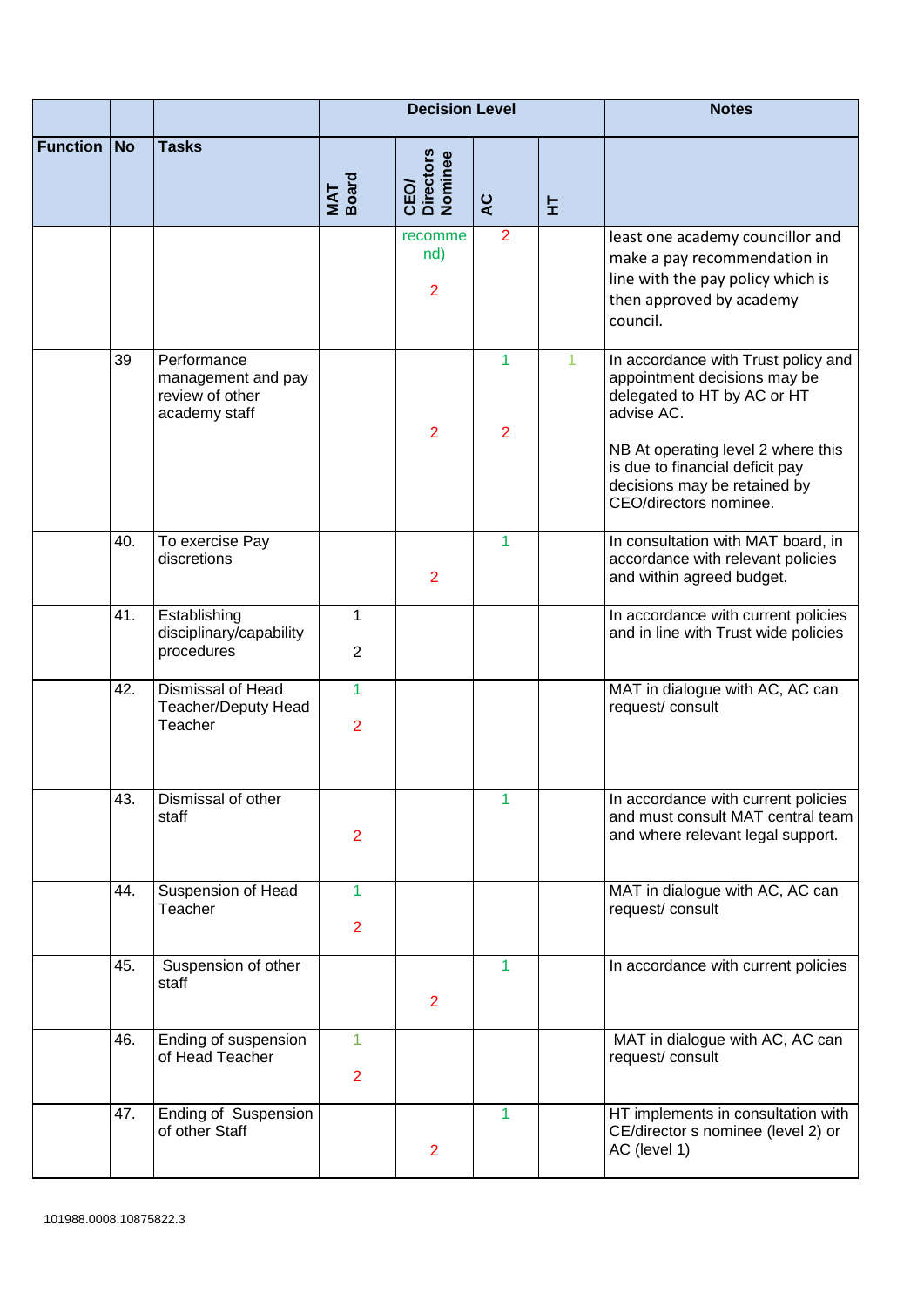| | | | Decision Level | | | | Notes |
|---|---|---|---|---|---|---|---|
| Function | No | Tasks | MAT Board | CEO/ Directors Nominee | AC | HT | |
| | | | | recommend) 2 | 2 | | least one academy councillor and make a pay recommendation in line with the pay policy which is then approved by academy council. |
| | 39 | Performance management and pay review of other academy staff | | 2 | 1 2 | 1 | In accordance with Trust policy and appointment decisions may be delegated to HT by AC or HT advise AC. NB At operating level 2 where this is due to financial deficit pay decisions may be retained by CEO/directors nominee. |
| | 40. | To exercise Pay discretions | | 2 | 1 | | In consultation with MAT board, in accordance with relevant policies and within agreed budget. |
| | 41. | Establishing disciplinary/capability procedures | 1 2 | | | | In accordance with current policies and in line with Trust wide policies |
| | 42. | Dismissal of Head Teacher/Deputy Head Teacher | 1 2 | | | | MAT in dialogue with AC, AC can request/ consult |
| | 43. | Dismissal of other staff | 2 | | 1 | | In accordance with current policies and must consult MAT central team and where relevant legal support. |
| | 44. | Suspension of Head Teacher | 1 2 | | | | MAT in dialogue with AC, AC can request/ consult |
| | 45. | Suspension of other staff | | 2 | 1 | | In accordance with current policies |
| | 46. | Ending of suspension of Head Teacher | 1 2 | | | | MAT in dialogue with AC, AC can request/ consult |
| | 47. | Ending of Suspension of other Staff | | 2 | 1 | | HT implements in consultation with CE/director s nominee (level 2) or AC (level 1) |

101988.0008.10875822.3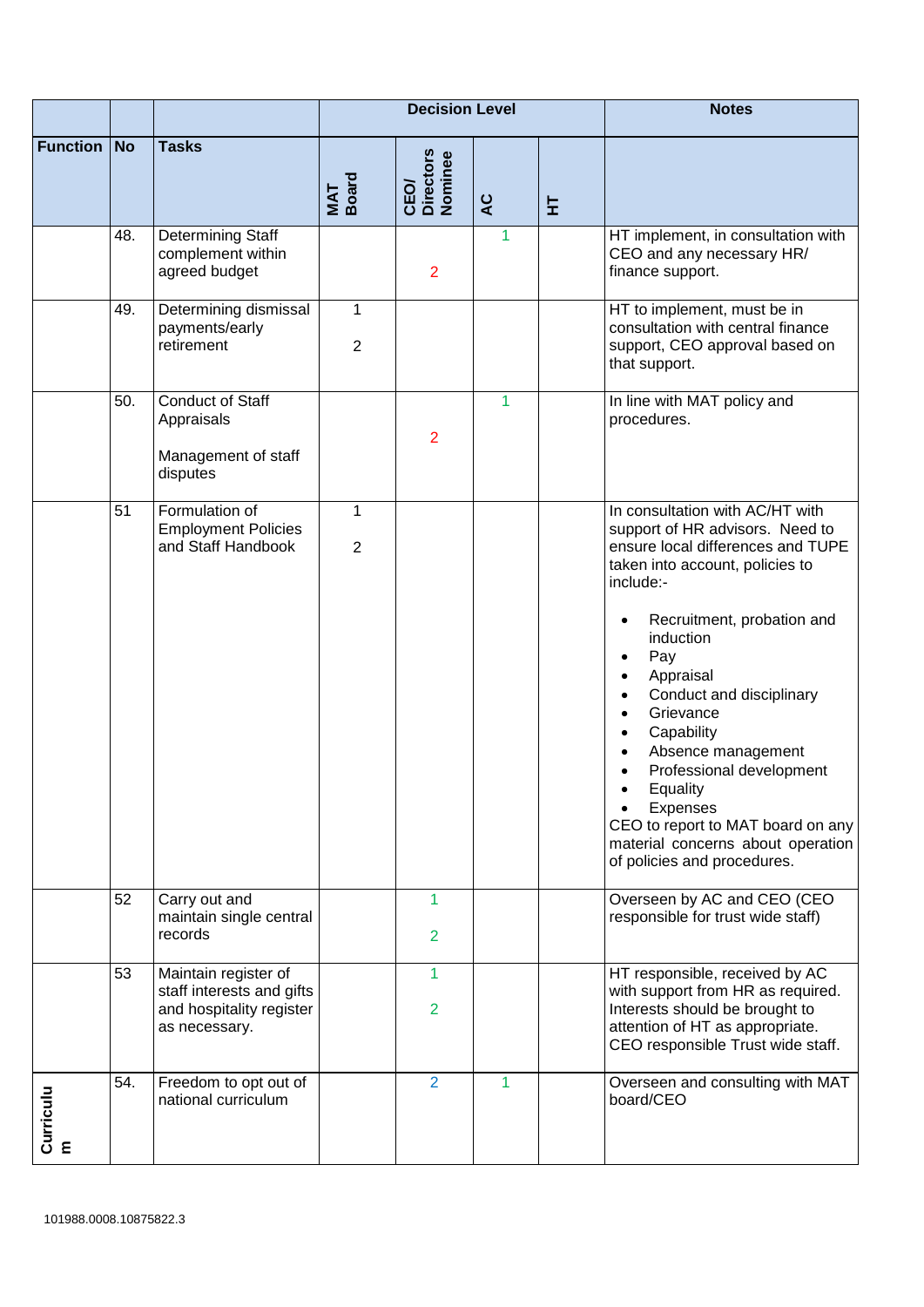| | | | Decision Level | | | | Notes |
|---|---|---|---|---|---|---|---|
| **Function** | **No** | **Tasks** | **MAT Board** | **CEO/ Directors Nominee** | **AC** | **HT** | |
| | 48. | Determining Staff complement within agreed budget | | 2 | 1 | | HT implement, in consultation with CEO and any necessary HR/ finance support. |
| | 49. | Determining dismissal payments/early retirement | 1<br>2 | | | | HT to implement, must be in consultation with central finance support, CEO approval based on that support. |
| | 50. | Conduct of Staff Appraisals<br><br>Management of staff disputes | | 2 | 1 | | In line with MAT policy and procedures. |
| | 51 | Formulation of Employment Policies and Staff Handbook | 1<br>2 | | | | In consultation with AC/HT with support of HR advisors. Need to ensure local differences and TUPE taken into account, policies to include:-<br><br>• Recruitment, probation and induction<br>• Pay<br>• Appraisal<br>• Conduct and disciplinary<br>• Grievance<br>• Capability<br>• Absence management<br>• Professional development<br>• Equality<br>• Expenses<br><br>CEO to report to MAT board on any material concerns about operation of policies and procedures. |
| | 52 | Carry out and maintain single central records | | 1<br>2 | | | Overseen by AC and CEO (CEO responsible for trust wide staff) |
| | 53 | Maintain register of staff interests and gifts and hospitality register as necessary. | | 1<br>2 | | | HT responsible, received by AC with support from HR as required. Interests should be brought to attention of HT as appropriate. CEO responsible Trust wide staff. |
| **Curriculum** | 54. | Freedom to opt out of national curriculum | | 2 | 1 | | Overseen and consulting with MAT board/CEO |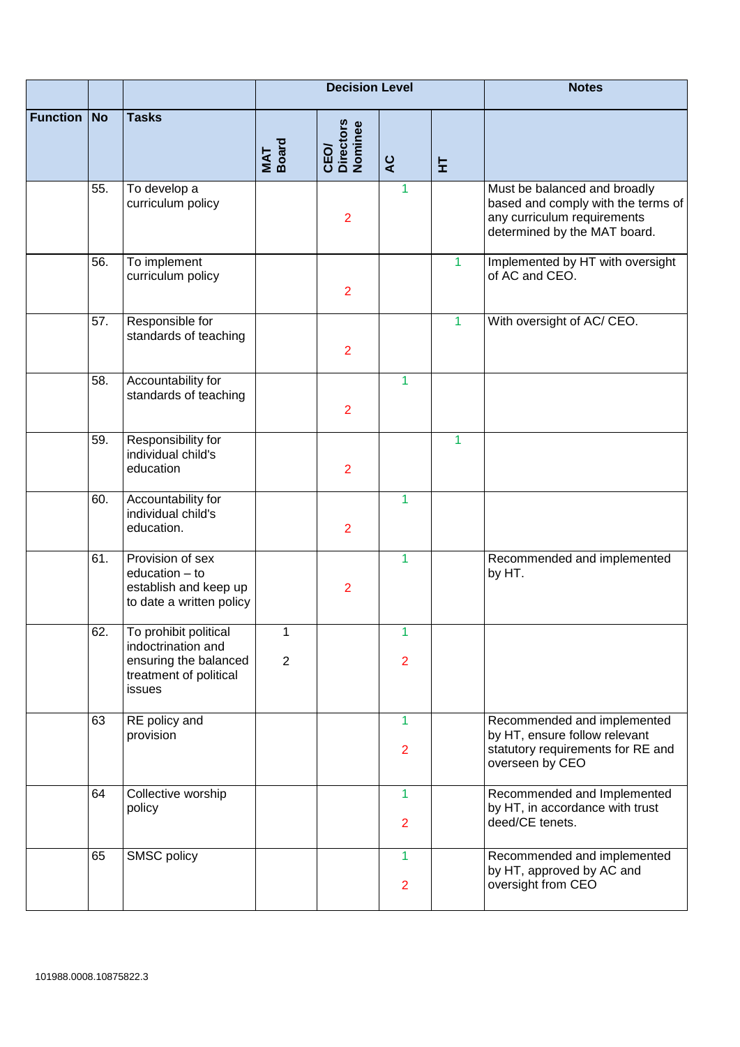| | | | Decision Level | | | | Notes |
|---|---|---|---|---|---|---|---|
| Function | No | Tasks | MAT Board | CEO/ Directors Nominee | AC | HT | |
| | 55. | To develop a curriculum policy | | 2 | 1 | | Must be balanced and broadly based and comply with the terms of any curriculum requirements determined by the MAT board. |
| | 56. | To implement curriculum policy | | 2 | | 1 | Implemented by HT with oversight of AC and CEO. |
| | 57. | Responsible for standards of teaching | | 2 | | 1 | With oversight of AC/ CEO. |
| | 58. | Accountability for standards of teaching | | 2 | 1 | | |
| | 59. | Responsibility for individual child's education | | 2 | | 1 | |
| | 60. | Accountability for individual child's education. | | 2 | 1 | | |
| | 61. | Provision of sex education – to establish and keep up to date a written policy | | 2 | 1 | | Recommended and implemented by HT. |
| | 62. | To prohibit political indoctrination and ensuring the balanced treatment of political issues | 1<br>2 | | 1<br>2 | | |
| | 63 | RE policy and provision | | | 1<br>2 | | Recommended and implemented by HT, ensure follow relevant statutory requirements for RE and overseen by CEO |
| | 64 | Collective worship policy | | | 1<br>2 | | Recommended and Implemented by HT, in accordance with trust deed/CE tenets. |
| | 65 | SMSC policy | | | 1<br>2 | | Recommended and implemented by HT, approved by AC and oversight from CEO |

101988.0008.10875822.3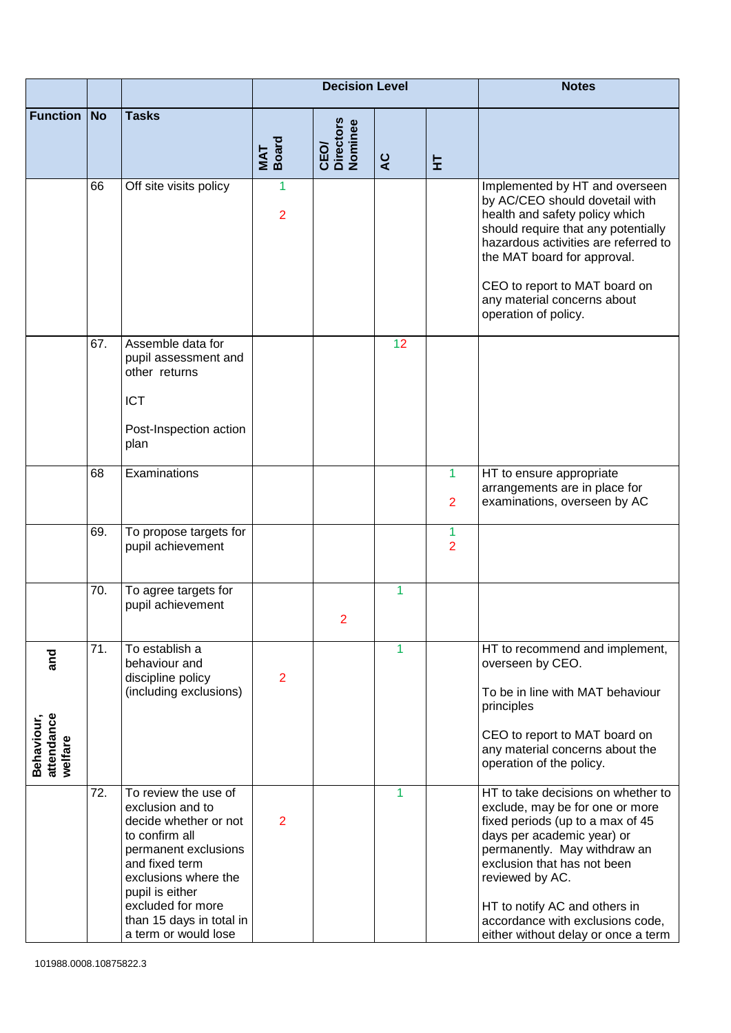| Function | No | Tasks | Decision Level | | | | Notes |
|---|---|---|---|---|---|---|---|
| | | | MAT Board | CEO/ Directors Nominee | AC | HT | |
| | 66 | Off site visits policy | 1<br><br>2 | | | | Implemented by HT and overseen by AC/CEO should dovetail with health and safety policy which should require that any potentially hazardous activities are referred to the MAT board for approval.<br><br>CEO to report to MAT board on any material concerns about operation of policy. |
| | 67. | Assemble data for pupil assessment and other returns<br><br>ICT<br><br>Post-Inspection action plan | | | 12 | | |
| | 68 | Examinations | | | | 1<br><br>2 | HT to ensure appropriate arrangements are in place for examinations, overseen by AC |
| | 69. | To propose targets for pupil achievement | | | | 1<br>2 | |
| | 70. | To agree targets for pupil achievement | | 2 | 1 | | |
| Behaviour, attendance and welfare | 71. | To establish a behaviour and discipline policy (including exclusions) | 2 | | 1 | | HT to recommend and implement, overseen by CEO.<br><br>To be in line with MAT behaviour principles<br><br>CEO to report to MAT board on any material concerns about the operation of the policy. |
| | 72. | To review the use of exclusion and to decide whether or not to confirm all permanent exclusions and fixed term exclusions where the pupil is either excluded for more than 15 days in total in a term or would lose | 2 | | 1 | | HT to take decisions on whether to exclude, may be for one or more fixed periods (up to a max of 45 days per academic year) or permanently. May withdraw an exclusion that has not been reviewed by AC.<br><br>HT to notify AC and others in accordance with exclusions code, either without delay or once a term |

101988.0008.10875822.3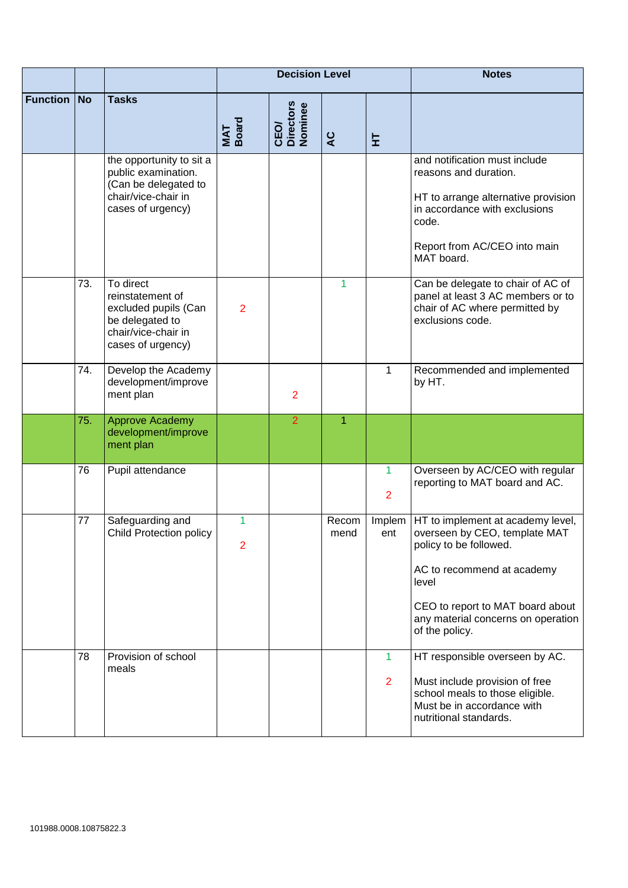| Function | No | Tasks | Decision Level | | | | Notes |
|---|---|---|---|---|---|---|---|
| | | | MAT Board | CEO/ Directors Nominee | AC | HT | |
| | | the opportunity to sit a public examination. (Can be delegated to chair/vice-chair in cases of urgency) | | | | | and notification must include reasons and duration.<br><br>HT to arrange alternative provision in accordance with exclusions code.<br><br>Report from AC/CEO into main MAT board. |
| | 73. | To direct reinstatement of excluded pupils (Can be delegated to chair/vice-chair in cases of urgency) | 2 | | 1 | | Can be delegate to chair of AC of panel at least 3 AC members or to chair of AC where permitted by exclusions code. |
| | 74. | Develop the Academy development/improvement plan | | 2 | | 1 | Recommended and implemented by HT. |
| | 75. | Approve Academy development/improvement plan | | 2 | 1 | | |
| | 76 | Pupil attendance | | | | 1<br><br>2 | Overseen by AC/CEO with regular reporting to MAT board and AC. |
| | 77 | Safeguarding and Child Protection policy | 1<br><br>2 | | Recommend | Implement | HT to implement at academy level, overseen by CEO, template MAT policy to be followed.<br><br>AC to recommend at academy level<br><br>CEO to report to MAT board about any material concerns on operation of the policy. |
| | 78 | Provision of school meals | | | | 1<br><br>2 | HT responsible overseen by AC.<br><br>Must include provision of free school meals to those eligible. Must be in accordance with nutritional standards. |

101988.0008.10875822.3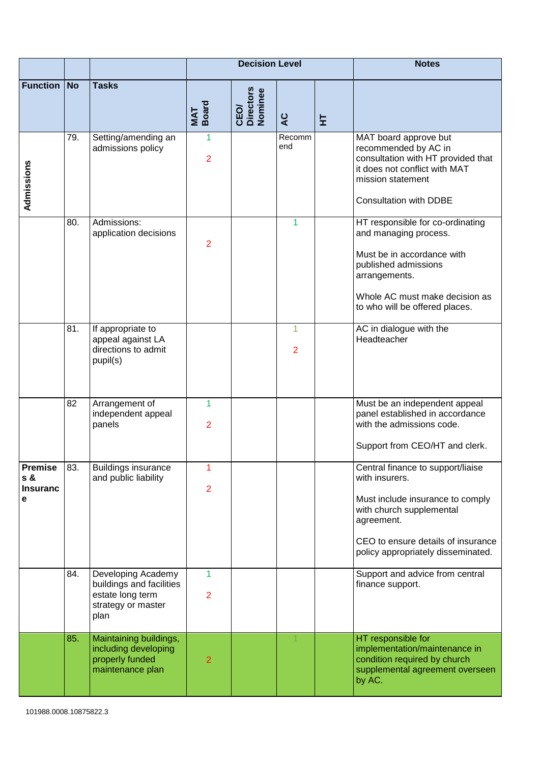| | | | Decision Level | | | | Notes |
|---|---|---|---|---|---|---|---|
| **Function** | **No** | **Tasks** | **MAT Board** | **CEO/ Directors Nominee** | **AC** | **HT** | |
| **Admissions** | 79. | Setting/amending an admissions policy | 1<br>2 | | Recommend | | MAT board approve but recommended by AC in consultation with HT provided that it does not conflict with MAT mission statement<br><br>Consultation with DDBE |
| | 80. | Admissions: application decisions | 2 | | 1 | | HT responsible for co-ordinating and managing process.<br><br>Must be in accordance with published admissions arrangements.<br><br>Whole AC must make decision as to who will be offered places. |
| | 81. | If appropriate to appeal against LA directions to admit pupil(s) | | | 1<br>2 | | AC in dialogue with the Headteacher |
| | 82 | Arrangement of independent appeal panels | 1<br>2 | | | | Must be an independent appeal panel established in accordance with the admissions code.<br><br>Support from CEO/HT and clerk. |
| **Premises & Insurance** | 83. | Buildings insurance and public liability | 1<br>2 | | | | Central finance to support/liaise with insurers.<br><br>Must include insurance to comply with church supplemental agreement.<br><br>CEO to ensure details of insurance policy appropriately disseminated. |
| | 84. | Developing Academy buildings and facilities estate long term strategy or master plan | 1<br>2 | | | | Support and advice from central finance support. |
| | 85. | Maintaining buildings, including developing properly funded maintenance plan | 2 | | 1 | | HT responsible for implementation/maintenance in condition required by church supplemental agreement overseen by AC. |

101988.0008.10875822.3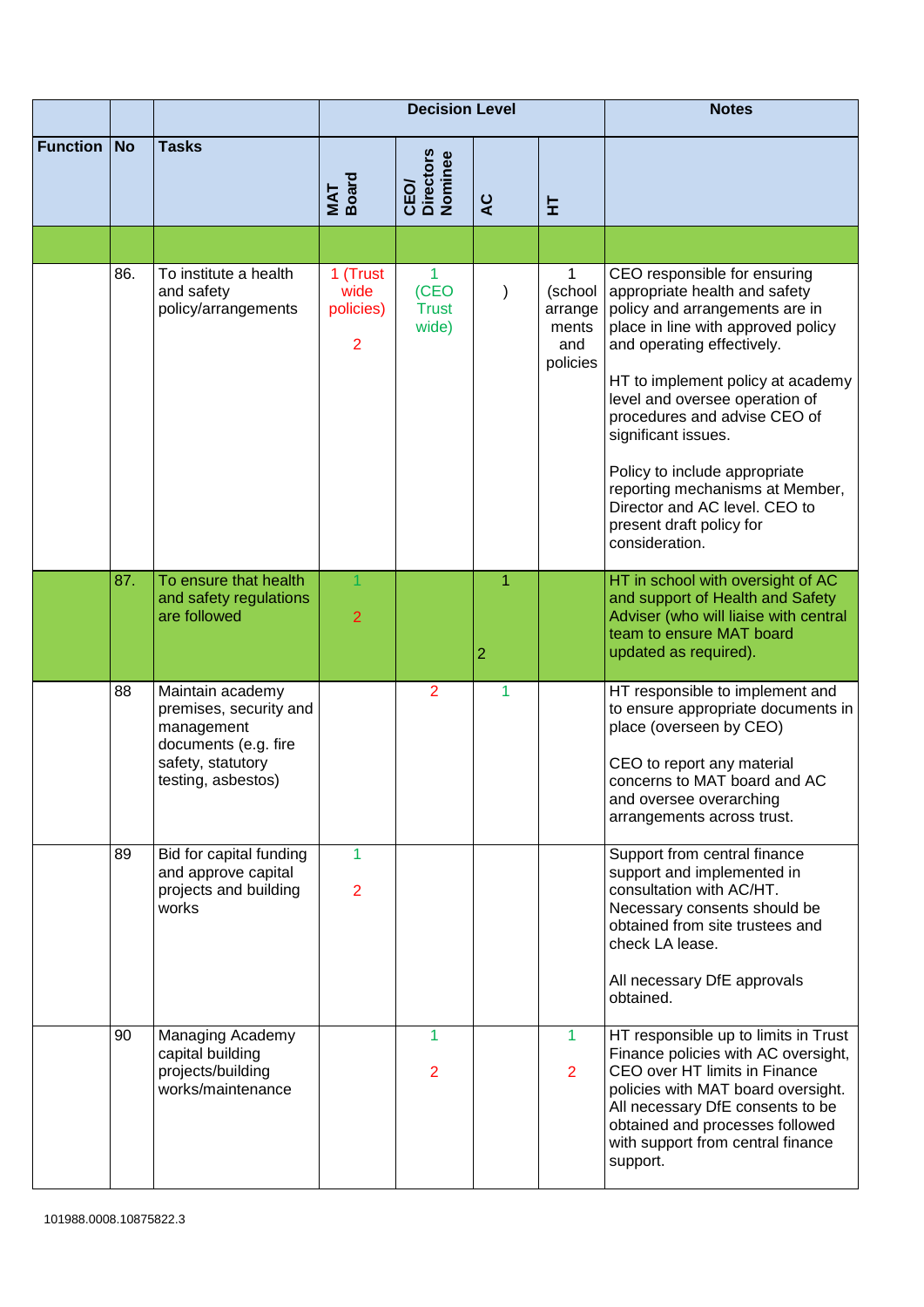| Function | No | Tasks | Decision Level | | | | Notes |
|---|---|---|---|---|---|---|---|
| | | | MAT Board | CEO/ Directors Nominee | AC | HT | |
| | | | | | | | |
| | 86. | To institute a health and safety policy/arrangements | 1 (Trust wide policies) 2 | 1 (CEO Trust wide) | ) | 1 (school arrangements and policies | CEO responsible for ensuring appropriate health and safety policy and arrangements are in place in line with approved policy and operating effectively. HT to implement policy at academy level and oversee operation of procedures and advise CEO of significant issues. Policy to include appropriate reporting mechanisms at Member, Director and AC level. CEO to present draft policy for consideration. |
| | 87. | To ensure that health and safety regulations are followed | 1 2 | | 1 2 | | HT in school with oversight of AC and support of Health and Safety Adviser (who will liaise with central team to ensure MAT board updated as required). |
| | 88 | Maintain academy premises, security and management documents (e.g. fire safety, statutory testing, asbestos) | | 2 | 1 | | HT responsible to implement and to ensure appropriate documents in place (overseen by CEO) CEO to report any material concerns to MAT board and AC and oversee overarching arrangements across trust. |
| | 89 | Bid for capital funding and approve capital projects and building works | 1 2 | | | | Support from central finance support and implemented in consultation with AC/HT. Necessary consents should be obtained from site trustees and check LA lease. All necessary DfE approvals obtained. |
| | 90 | Managing Academy capital building projects/building works/maintenance | | 1 2 | | 1 2 | HT responsible up to limits in Trust Finance policies with AC oversight, CEO over HT limits in Finance policies with MAT board oversight. All necessary DfE consents to be obtained and processes followed with support from central finance support. |

101988.0008.10875822.3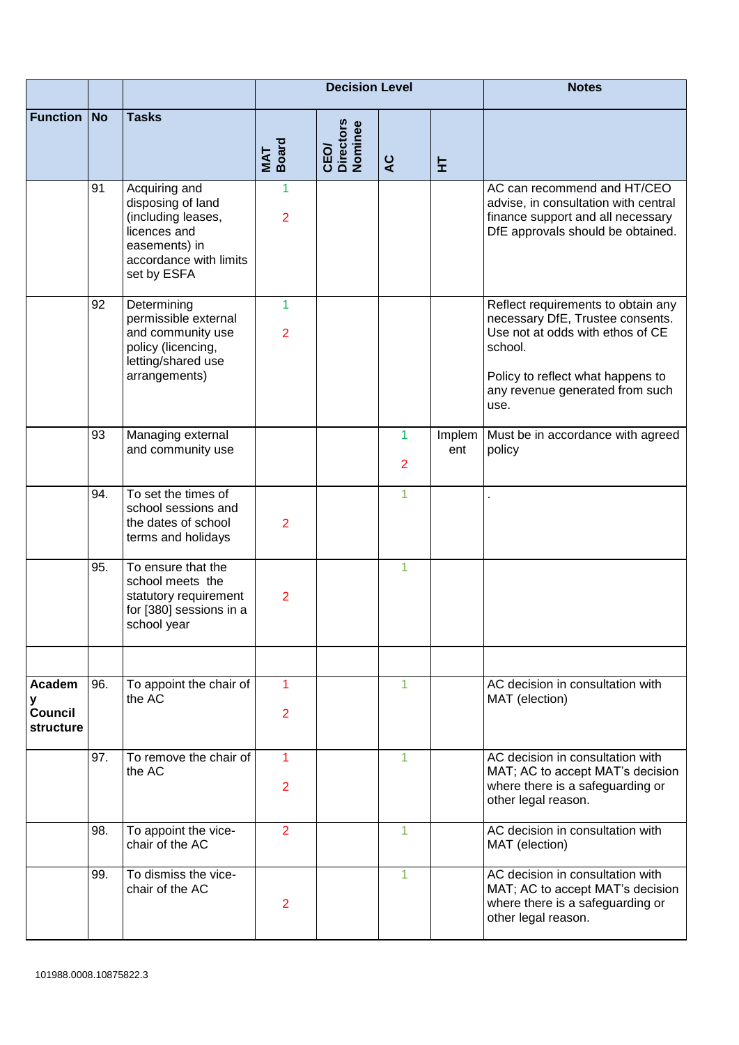| | | Decision Level | | | | Notes |
|---|---|---|---|---|---|---|
| **Function** | **No** | **Tasks** | **MAT Board** | **CEO/ Directors Nominee** | **AC** | **HT** | |
| | 91 | Acquiring and disposing of land (including leases, licences and easements) in accordance with limits set by ESFA | 1<br>2 | | | | AC can recommend and HT/CEO advise, in consultation with central finance support and all necessary DfE approvals should be obtained. |
| | 92 | Determining permissible external and community use policy (licencing, letting/shared use arrangements) | 1<br>2 | | | | Reflect requirements to obtain any necessary DfE, Trustee consents. Use not at odds with ethos of CE school.<br><br>Policy to reflect what happens to any revenue generated from such use. |
| | 93 | Managing external and community use | | | 1<br>2 | Implement | Must be in accordance with agreed policy |
| | 94. | To set the times of school sessions and the dates of school terms and holidays | 2 | | 1 | | . |
| | 95. | To ensure that the school meets the statutory requirement for [380] sessions in a school year | 2 | | 1 | | |
| | | | | | | | |
| **Academy Council structure** | 96. | To appoint the chair of the AC | 1<br>2 | | 1 | | AC decision in consultation with MAT (election) |
| | 97. | To remove the chair of the AC | 1<br>2 | | 1 | | AC decision in consultation with MAT; AC to accept MAT's decision where there is a safeguarding or other legal reason. |
| | 98. | To appoint the vice-chair of the AC | 2 | | 1 | | AC decision in consultation with MAT (election) |
| | 99. | To dismiss the vice-chair of the AC | 2 | | 1 | | AC decision in consultation with MAT; AC to accept MAT's decision where there is a safeguarding or other legal reason. |

101988.0008.10875822.3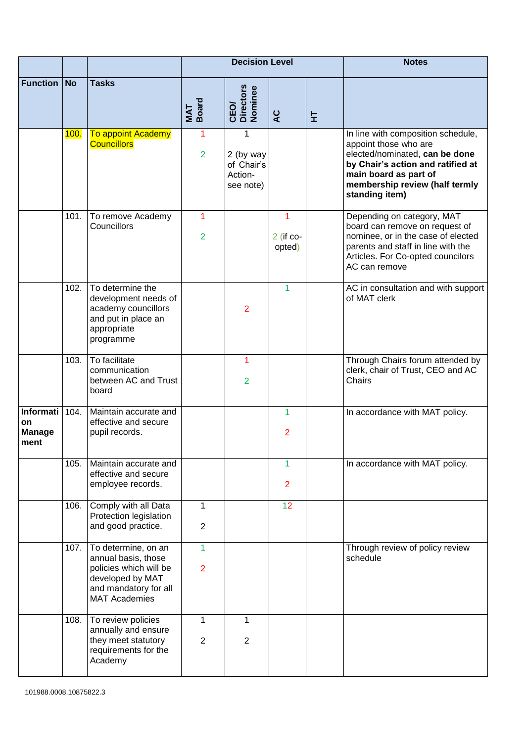| | | | Decision Level | | | | Notes |
|---|---|---|---|---|---|---|---|
| **Function** | **No** | **Tasks** | **MAT Board** | **CEO/ Directors Nominee** | **AC** | **HT** | |
| | 100. | To appoint Academy Councillors | 1<br>2 | 1<br>2 (by way of Chair's Action- see note) | | | In line with composition schedule, appoint those who are elected/nominated, **can be done by Chair's action and ratified at main board as part of membership review (half termly standing item)** |
| | 101. | To remove Academy Councillors | 1<br>2 | | 1<br>2 (if co-opted) | | Depending on category, MAT board can remove on request of nominee, or in the case of elected parents and staff in line with the Articles. For Co-opted councilors AC can remove |
| | 102. | To determine the development needs of academy councillors and put in place an appropriate programme | | 2 | 1 | | AC in consultation and with support of MAT clerk |
| | 103. | To facilitate communication between AC and Trust board | | 1<br>2 | | | Through Chairs forum attended by clerk, chair of Trust, CEO and AC Chairs |
| **Information Management** | 104. | Maintain accurate and effective and secure pupil records. | | | 1<br>2 | | In accordance with MAT policy. |
| | 105. | Maintain accurate and effective and secure employee records. | | | 1<br>2 | | In accordance with MAT policy. |
| | 106. | Comply with all Data Protection legislation and good practice. | 1<br>2 | | 12 | | |
| | 107. | To determine, on an annual basis, those policies which will be developed by MAT and mandatory for all MAT Academies | 1<br>2 | | | | Through review of policy review schedule |
| | 108. | To review policies annually and ensure they meet statutory requirements for the Academy | 1<br>2 | 1<br>2 | | | |

101988.0008.10875822.3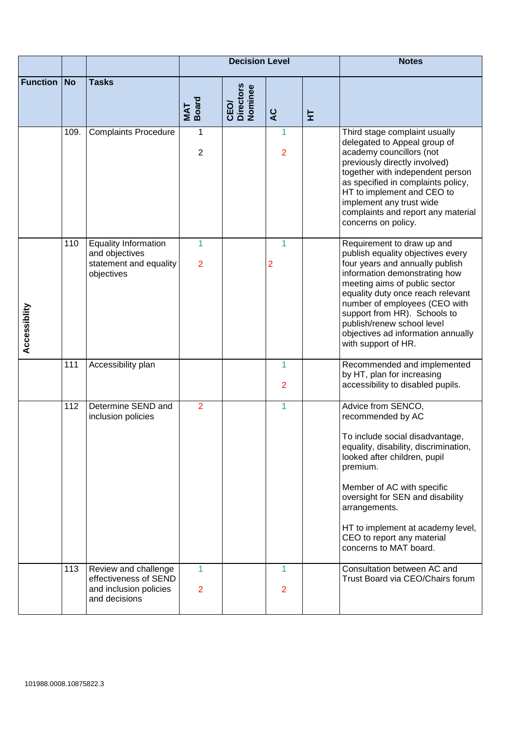| | | | Decision Level | | | | Notes |
|---|---|---|---|---|---|---|---|
| **Function** | **No** | **Tasks** | **MAT Board** | **CEO/ Directors Nominee** | **AC** | **HT** | |
| | 109. | Complaints Procedure | 1<br><br>2 | | 1<br><br>2 | | Third stage complaint usually delegated to Appeal group of academy councillors (not previously directly involved) together with independent person as specified in complaints policy, HT to implement and CEO to implement any trust wide complaints and report any material concerns on policy. |
| Accessiblity | 110 | Equality Information and objectives statement and equality objectives | 1<br><br>2 | | 1<br><br>2 | | Requirement to draw up and publish equality objectives every four years and annually publish information demonstrating how meeting aims of public sector equality duty once reach relevant number of employees (CEO with support from HR). Schools to publish/renew school level objectives ad information annually with support of HR. |
| | 111 | Accessibility plan | | | 1<br><br>2 | | Recommended and implemented by HT, plan for increasing accessibility to disabled pupils. |
| | 112 | Determine SEND and inclusion policies | 2 | | 1 | | Advice from SENCO, recommended by AC<br><br>To include social disadvantage, equality, disability, discrimination, looked after children, pupil premium.<br><br>Member of AC with specific oversight for SEN and disability arrangements.<br><br>HT to implement at academy level, CEO to report any material concerns to MAT board. |
| | 113 | Review and challenge effectiveness of SEND and inclusion policies and decisions | 1<br><br>2 | | 1<br><br>2 | | Consultation between AC and Trust Board via CEO/Chairs forum |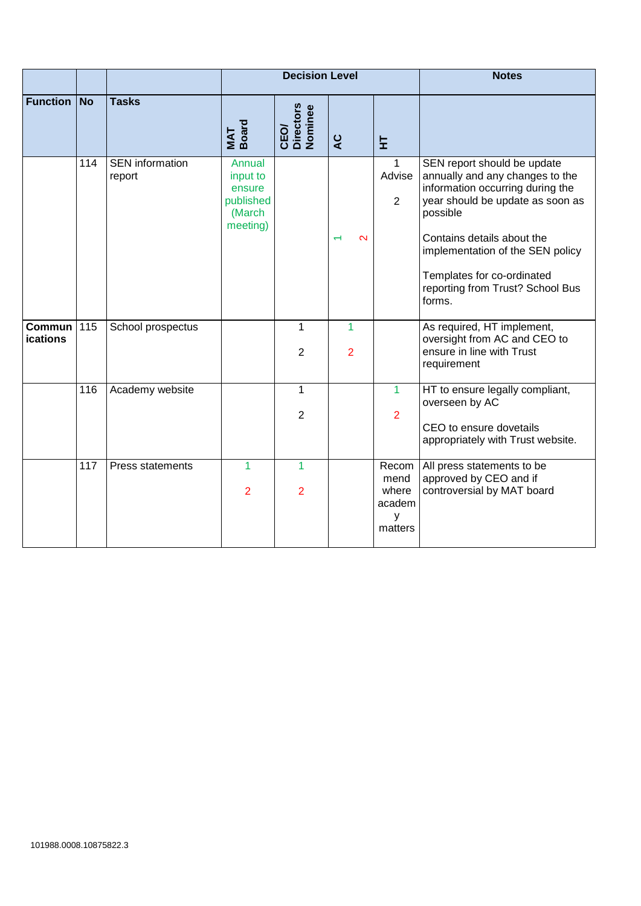| Function | No | Tasks | Decision Level | | | | Notes |
|---|---|---|---|---|---|---|---|
| | | | MAT Board | CEO/ Directors Nominee | AC | HT | |
| | 114 | SEN information report | Annual input to ensure published (March meeting) | | 1 2 | 1 Advise<br>2 | SEN report should be update annually and any changes to the information occurring during the year should be update as soon as possible<br><br>Contains details about the implementation of the SEN policy<br><br>Templates for co-ordinated reporting from Trust? School Bus forms. |
| **Communications** | 115 | School prospectus | | 1<br>2 | 1<br>2 | | As required, HT implement, oversight from AC and CEO to ensure in line with Trust requirement |
| | 116 | Academy website | | 1<br>2 | | 1<br>2 | HT to ensure legally compliant, overseen by AC<br><br>CEO to ensure dovetails appropriately with Trust website. |
| | 117 | Press statements | 1<br>2 | 1<br>2 | | Recommend where academy matters | All press statements to be approved by CEO and if controversial by MAT board |

101988.0008.10875822.3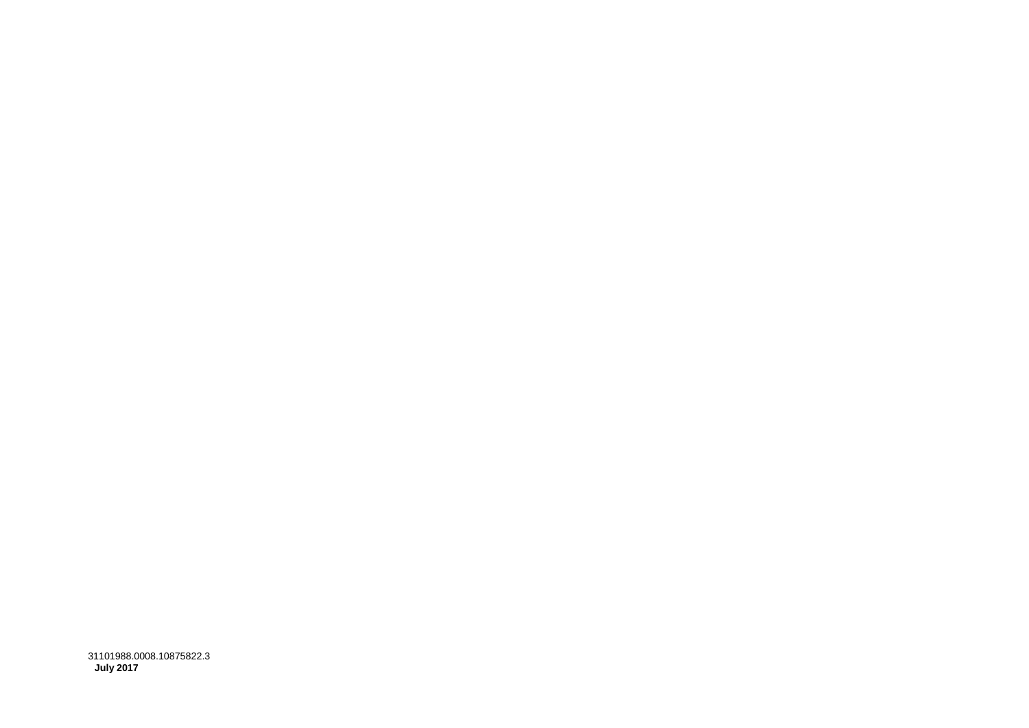31101988.0008.10875822.3

**July 2017**